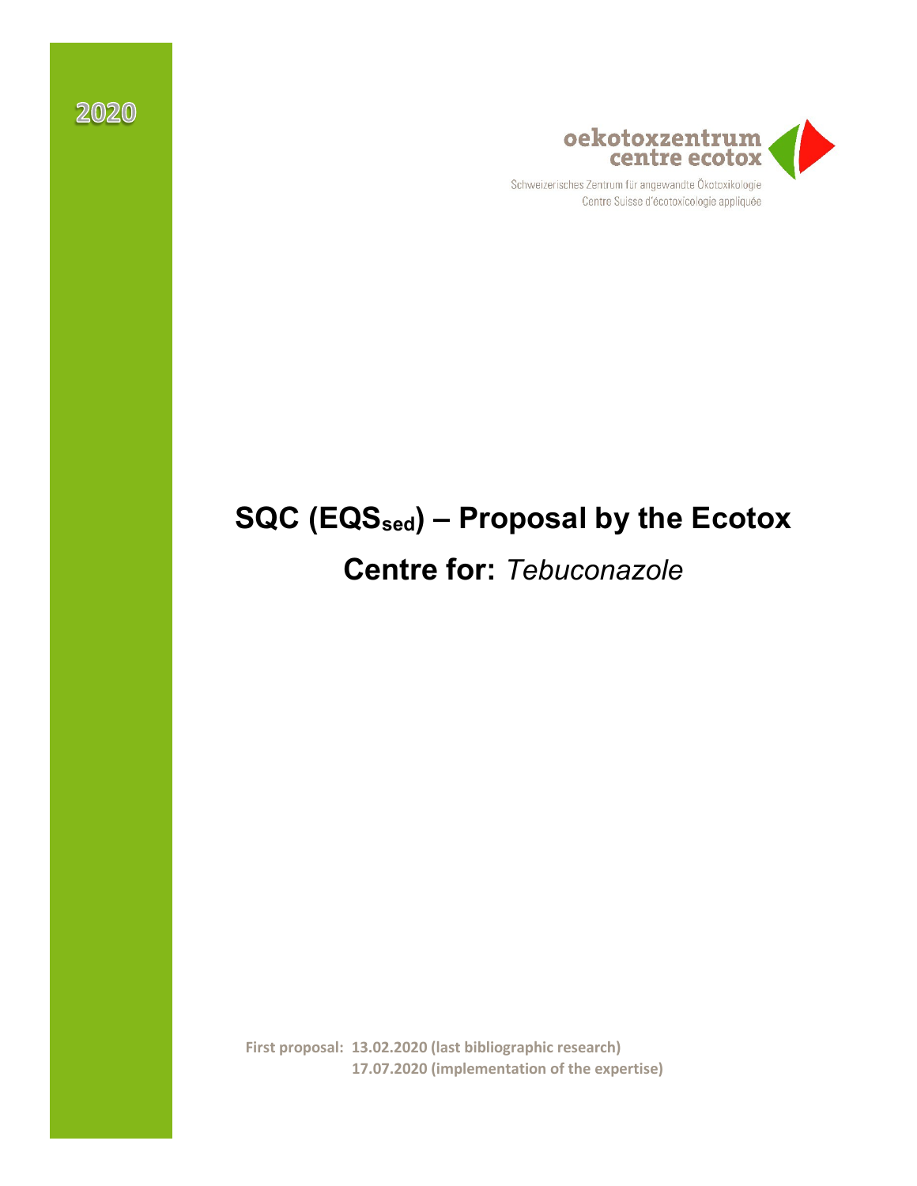2020

oekotoxzentrum
centre ecotox

Schweizerisches Zentrum für angewandte Ökotoxikologie
Centre Suisse d'écotoxicologie appliquée

# SQC ($EQS_{sed}$) – Proposal by the Ecotox Centre for: *Tebuconazole*

**First proposal: 13.02.2020 (last bibliographic research)**
**17.07.2020 (implementation of the expertise)**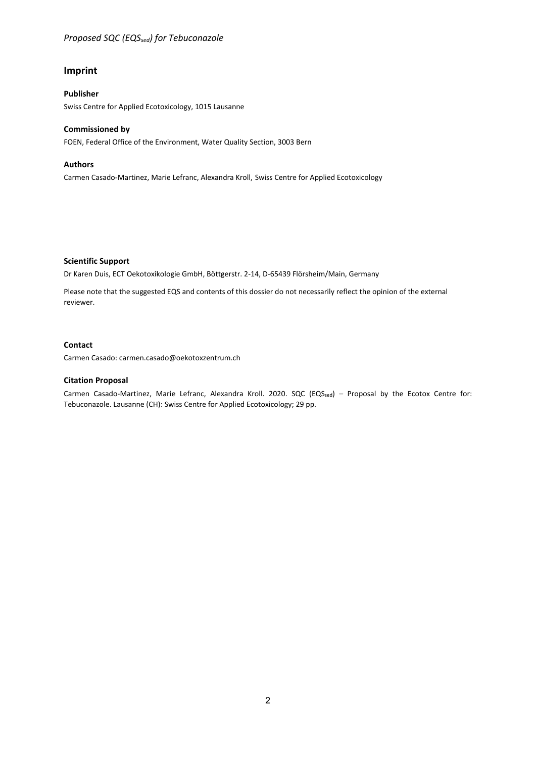# Imprint

**Publisher**

Swiss Centre for Applied Ecotoxicology, 1015 Lausanne

**Commissioned by**

FOEN, Federal Office of the Environment, Water Quality Section, 3003 Bern

**Authors**

Carmen Casado-Martinez, Marie Lefranc, Alexandra Kroll, Swiss Centre for Applied Ecotoxicology

**Scientific Support**

Dr Karen Duis, ECT Oekotoxikologie GmbH, Böttgerstr. 2-14, D-65439 Flörsheim/Main, Germany

Please note that the suggested EQS and contents of this dossier do not necessarily reflect the opinion of the external reviewer.

**Contact**

Carmen Casado: carmen.casado@oekotoxzentrum.ch

**Citation Proposal**

Carmen Casado-Martinez, Marie Lefranc, Alexandra Kroll. 2020. SQC ($EQS_{sed}$) – Proposal by the Ecotox Centre for: Tebuconazole. Lausanne (CH): Swiss Centre for Applied Ecotoxicology; 29 pp.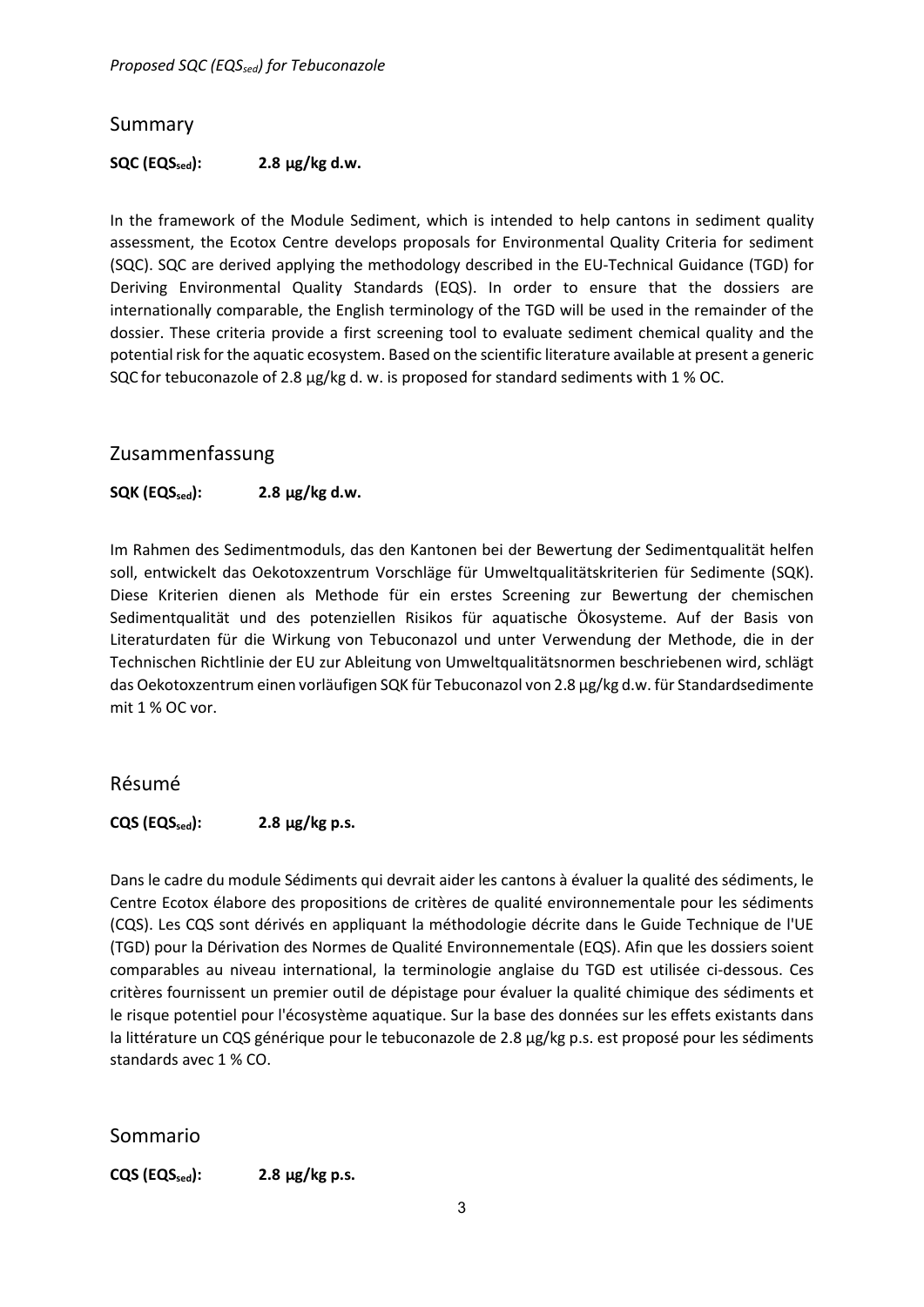## Summary

**SQC ($EQS_{sed}$): 2.8 µg/kg d.w.**

In the framework of the Module Sediment, which is intended to help cantons in sediment quality assessment, the Ecotox Centre develops proposals for Environmental Quality Criteria for sediment (SQC). SQC are derived applying the methodology described in the EU-Technical Guidance (TGD) for Deriving Environmental Quality Standards (EQS). In order to ensure that the dossiers are internationally comparable, the English terminology of the TGD will be used in the remainder of the dossier. These criteria provide a first screening tool to evaluate sediment chemical quality and the potential risk for the aquatic ecosystem. Based on the scientific literature available at present a generic SQC for tebuconazole of 2.8 µg/kg d. w. is proposed for standard sediments with 1 % OC.

## Zusammenfassung

**SQK ($EQS_{sed}$): 2.8 µg/kg d.w.**

Im Rahmen des Sedimentmoduls, das den Kantonen bei der Bewertung der Sedimentqualität helfen soll, entwickelt das Oekotoxzentrum Vorschläge für Umweltqualitätskriterien für Sedimente (SQK). Diese Kriterien dienen als Methode für ein erstes Screening zur Bewertung der chemischen Sedimentqualität und des potenziellen Risikos für aquatische Ökosysteme. Auf der Basis von Literaturdaten für die Wirkung von Tebuconazol und unter Verwendung der Methode, die in der Technischen Richtlinie der EU zur Ableitung von Umweltqualitätsnormen beschriebenen wird, schlägt das Oekotoxzentrum einen vorläufigen SQK für Tebuconazol von 2.8 µg/kg d.w. für Standardsedimente mit 1 % OC vor.

## Résumé

**CQS ($EQS_{sed}$): 2.8 µg/kg p.s.**

Dans le cadre du module Sédiments qui devrait aider les cantons à évaluer la qualité des sédiments, le Centre Ecotox élabore des propositions de critères de qualité environnementale pour les sédiments (CQS). Les CQS sont dérivés en appliquant la méthodologie décrite dans le Guide Technique de l'UE (TGD) pour la Dérivation des Normes de Qualité Environnementale (EQS). Afin que les dossiers soient comparables au niveau international, la terminologie anglaise du TGD est utilisée ci-dessous. Ces critères fournissent un premier outil de dépistage pour évaluer la qualité chimique des sédiments et le risque potentiel pour l'écosystème aquatique. Sur la base des données sur les effets existants dans la littérature un CQS générique pour le tebuconazole de 2.8 µg/kg p.s. est proposé pour les sédiments standards avec 1 % CO.

## Sommario

**CQS ($EQS_{sed}$): 2.8 µg/kg p.s.**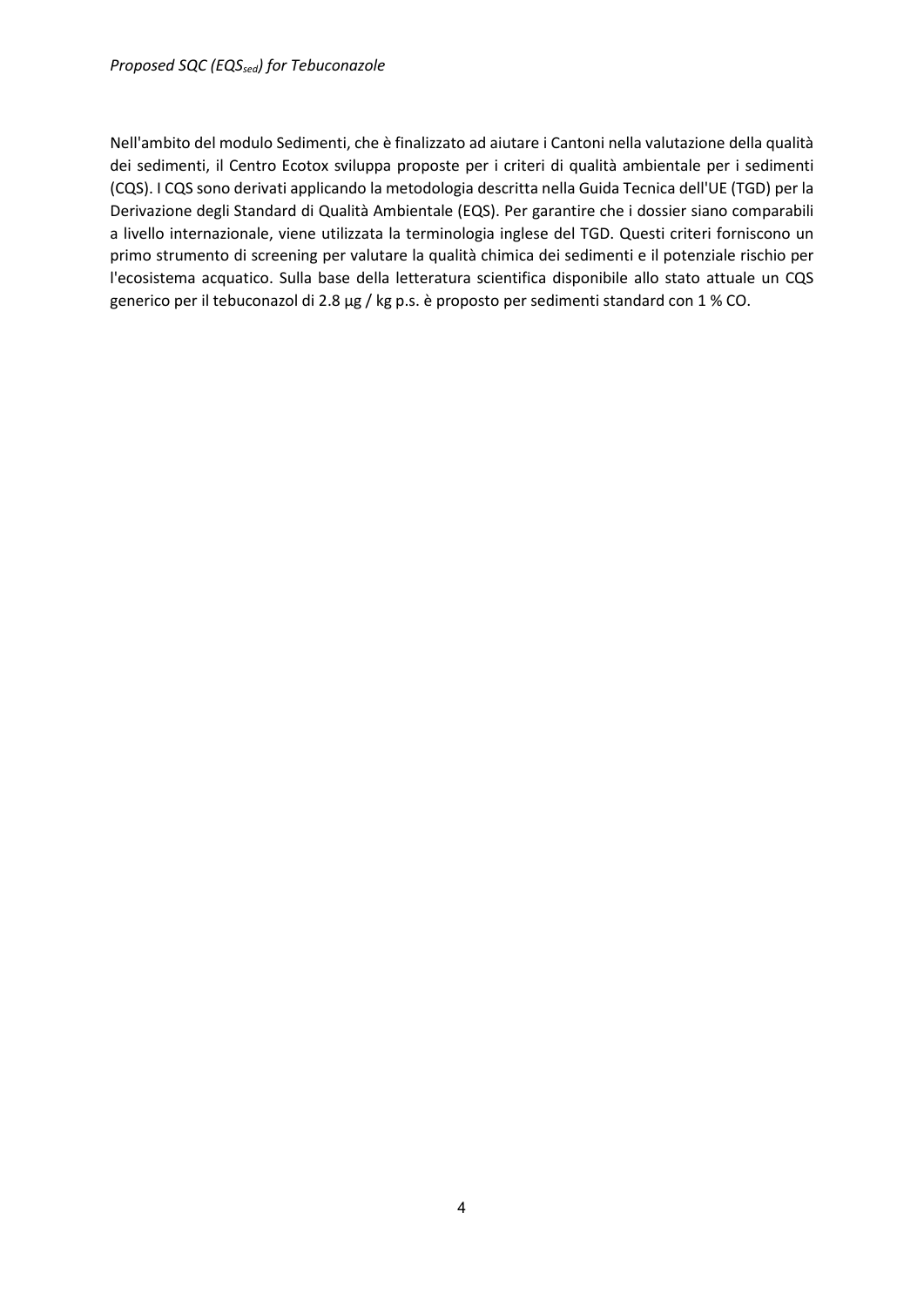Nell'ambito del modulo Sedimenti, che è finalizzato ad aiutare i Cantoni nella valutazione della qualità dei sedimenti, il Centro Ecotox sviluppa proposte per i criteri di qualità ambientale per i sedimenti (CQS). I CQS sono derivati applicando la metodologia descritta nella Guida Tecnica dell'UE (TGD) per la Derivazione degli Standard di Qualità Ambientale (EQS). Per garantire che i dossier siano comparabili a livello internazionale, viene utilizzata la terminologia inglese del TGD. Questi criteri forniscono un primo strumento di screening per valutare la qualità chimica dei sedimenti e il potenziale rischio per l'ecosistema acquatico. Sulla base della letteratura scientifica disponibile allo stato attuale un CQS generico per il tebuconazol di 2.8 µg / kg p.s. è proposto per sedimenti standard con 1 % CO.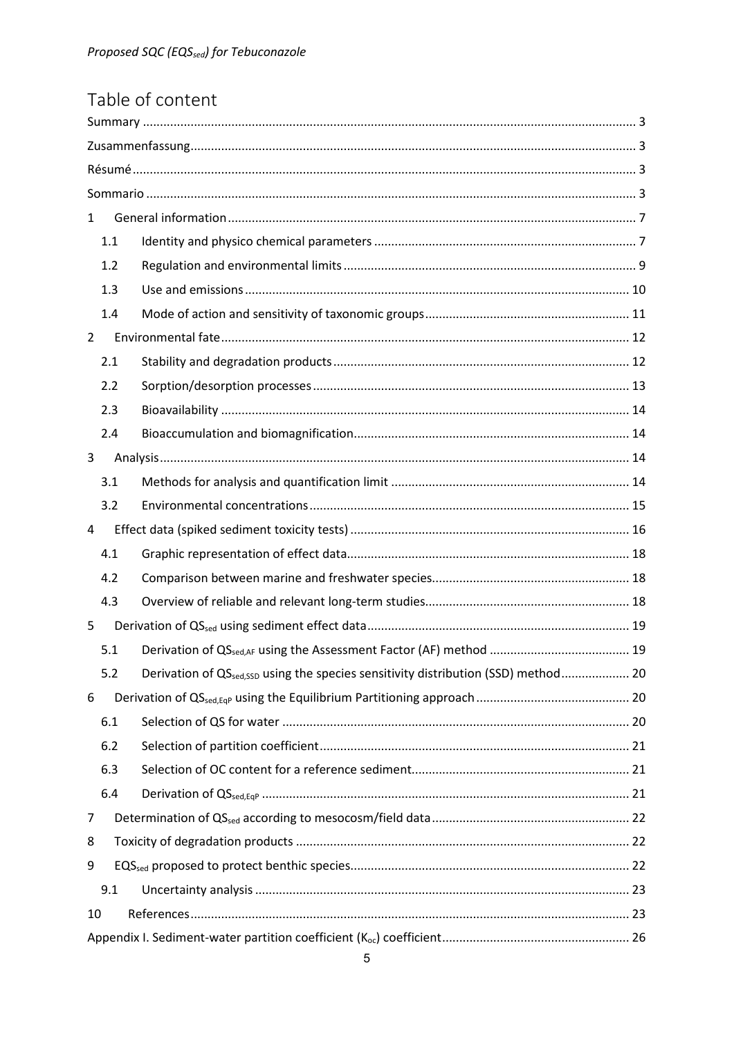# Table of content

Summary ........................................................................................................................................ 3

Zusammenfassung ........................................................................................................................... 3

Résumé .......................................................................................................................................... 3

Sommario ....................................................................................................................................... 3

1 General information ..................................................................................................................... 7

1.1 Identity and physico chemical parameters ............................................................................ 7

1.2 Regulation and environmental limits ..................................................................................... 9

1.3 Use and emissions ............................................................................................................... 10

1.4 Mode of action and sensitivity of taxonomic groups ........................................................... 11

2 Environmental fate ..................................................................................................................... 12

2.1 Stability and degradation products ...................................................................................... 12

2.2 Sorption/desorption processes ............................................................................................ 13

2.3 Bioavailability ...................................................................................................................... 14

2.4 Bioaccumulation and biomagnification ................................................................................ 14

3 Analysis ....................................................................................................................................... 14

3.1 Methods for analysis and quantification limit ..................................................................... 14

3.2 Environmental concentrations ............................................................................................. 15

4 Effect data (spiked sediment toxicity tests) ................................................................................ 16

4.1 Graphic representation of effect data .................................................................................. 18

4.2 Comparison between marine and freshwater species .......................................................... 18

4.3 Overview of reliable and relevant long-term studies ........................................................... 18

5 Derivation of $QS_{sed}$ using sediment effect data ............................................................. 19

5.1 Derivation of $QS_{sed,AF}$ using the Assessment Factor (AF) method ..................................... 19

5.2 Derivation of $QS_{sed,SSD}$ using the species sensitivity distribution (SSD) method .................. 20

6 Derivation of $QS_{sed,EqP}$ using the Equilibrium Partitioning approach ..................................... 20

6.1 Selection of QS for water ..................................................................................................... 20

6.2 Selection of partition coefficient .......................................................................................... 21

6.3 Selection of OC content for a reference sediment ................................................................ 21

6.4 Derivation of $QS_{sed,EqP}$ ......................................................................................................... 21

7 Determination of $QS_{sed}$ according to mesocosm/field data ................................................ 22

8 Toxicity of degradation products ................................................................................................ 22

9 $EQS_{sed}$ proposed to protect benthic species ......................................................................... 22

9.1 Uncertainty analysis ............................................................................................................ 23

10 References ................................................................................................................................ 23

Appendix I. Sediment-water partition coefficient ($K_{oc}$) coefficient ......................................... 26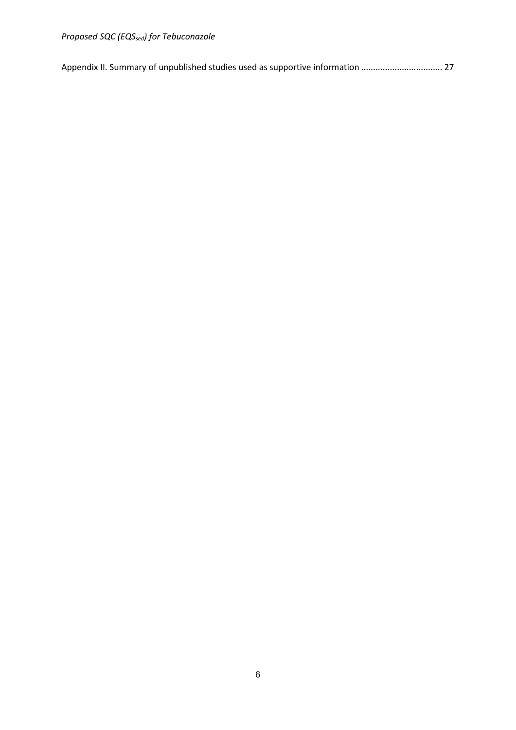Appendix II. Summary of unpublished studies used as supportive information ................................. 27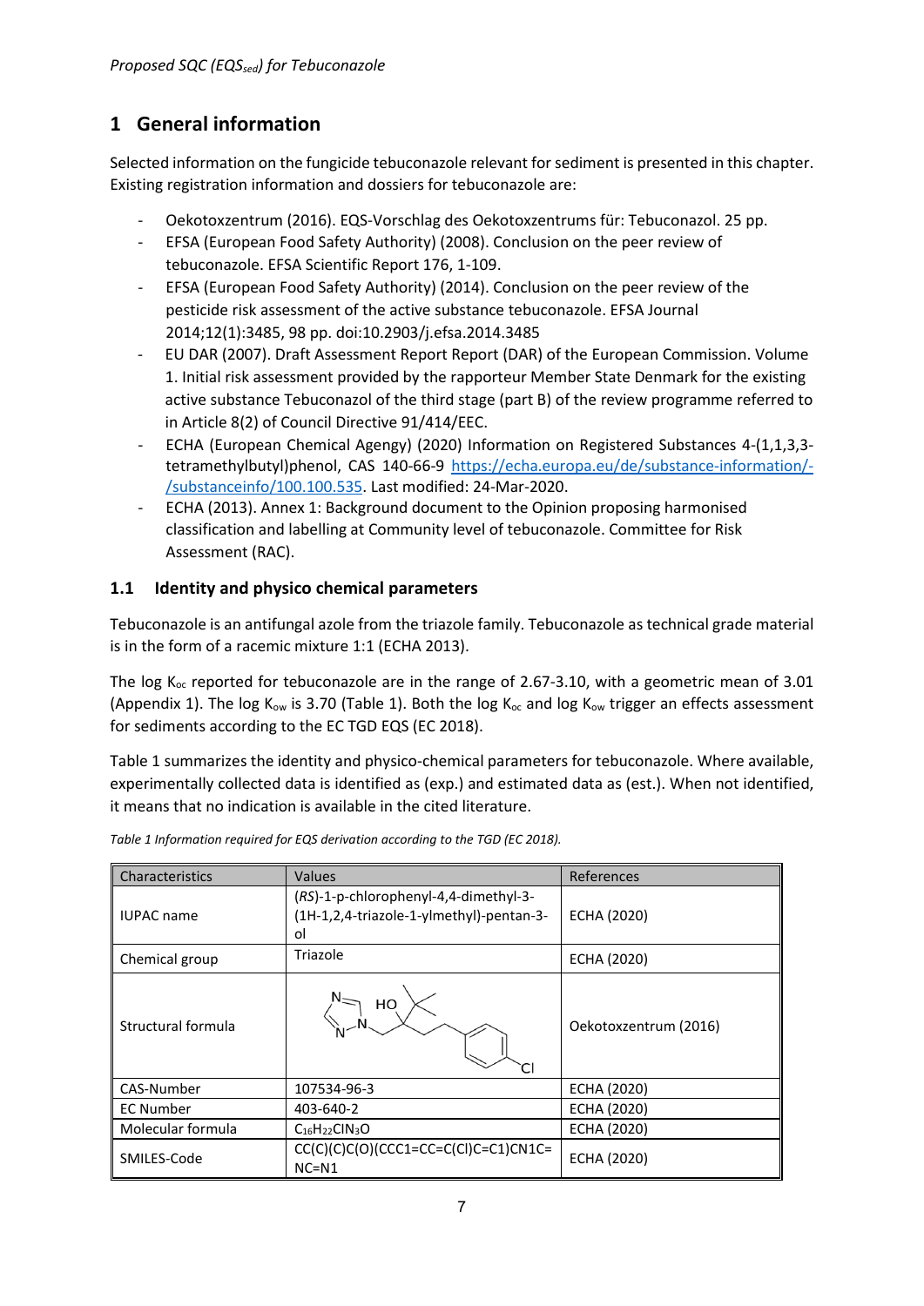# 1 General information

Selected information on the fungicide tebuconazole relevant for sediment is presented in this chapter. Existing registration information and dossiers for tebuconazole are:

- Oekotoxzentrum (2016). EQS-Vorschlag des Oekotoxzentrums für: Tebuconazol. 25 pp.
- EFSA (European Food Safety Authority) (2008). Conclusion on the peer review of tebuconazole. EFSA Scientific Report 176, 1-109.
- EFSA (European Food Safety Authority) (2014). Conclusion on the peer review of the pesticide risk assessment of the active substance tebuconazole. EFSA Journal 2014;12(1):3485, 98 pp. doi:10.2903/j.efsa.2014.3485
- EU DAR (2007). Draft Assessment Report Report (DAR) of the European Commission. Volume 1. Initial risk assessment provided by the rapporteur Member State Denmark for the existing active substance Tebuconazol of the third stage (part B) of the review programme referred to in Article 8(2) of Council Directive 91/414/EEC.
- ECHA (European Chemical Agengy) (2020) Information on Registered Substances 4-(1,1,3,3-tetramethylbutyl)phenol, CAS 140-66-9 https://echa.europa.eu/de/substance-information/-/substanceinfo/100.100.535. Last modified: 24-Mar-2020.
- ECHA (2013). Annex 1: Background document to the Opinion proposing harmonised classification and labelling at Community level of tebuconazole. Committee for Risk Assessment (RAC).

## 1.1 Identity and physico chemical parameters

Tebuconazole is an antifungal azole from the triazole family. Tebuconazole as technical grade material is in the form of a racemic mixture 1:1 (ECHA 2013).

The log $K_{oc}$ reported for tebuconazole are in the range of 2.67-3.10, with a geometric mean of 3.01 (Appendix 1). The log $K_{ow}$ is 3.70 (Table 1). Both the log $K_{oc}$ and log $K_{ow}$ trigger an effects assessment for sediments according to the EC TGD EQS (EC 2018).

Table 1 summarizes the identity and physico-chemical parameters for tebuconazole. Where available, experimentally collected data is identified as (exp.) and estimated data as (est.). When not identified, it means that no indication is available in the cited literature.

*Table 1 Information required for EQS derivation according to the TGD (EC 2018).*

| Characteristics | Values | References |
|---|---|---|
| IUPAC name | (*RS*)-1-p-chlorophenyl-4,4-dimethyl-3-(1H-1,2,4-triazole-1-ylmethyl)-pentan-3-ol | ECHA (2020) |
| Chemical group | Triazole | ECHA (2020) |
| Structural formula | | Oekotoxzentrum (2016) |
| CAS-Number | 107534-96-3 | ECHA (2020) |
| EC Number | 403-640-2 | ECHA (2020) |
| Molecular formula | $C_{16}H_{22}ClN_3O$ | ECHA (2020) |
| SMILES-Code | CC(C)(C)C(O)(CCC1=CC=C(Cl)C=C1)CN1C=NC=N1 | ECHA (2020) |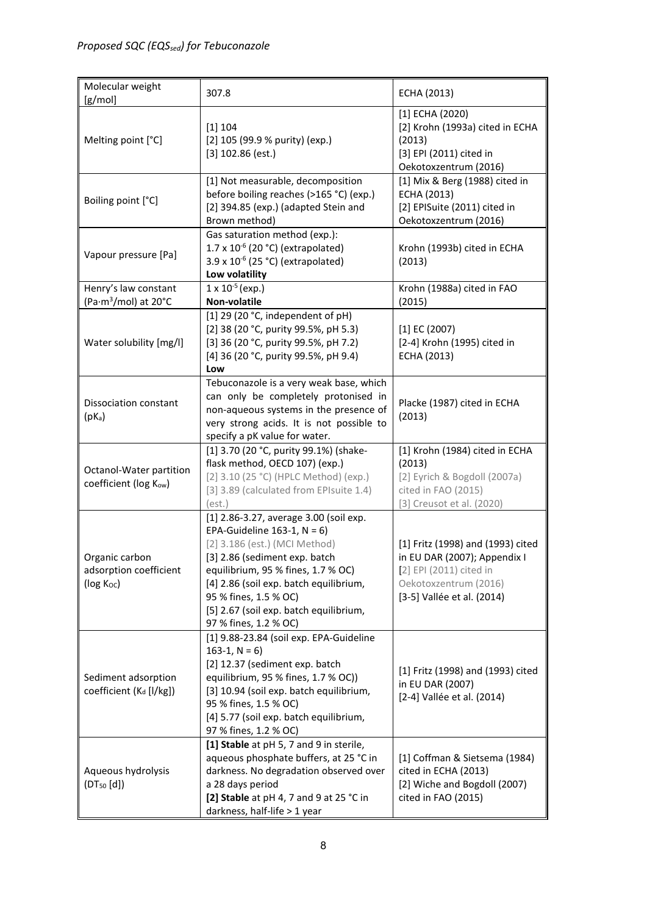| Molecular weight [g/mol] | 307.8 | ECHA (2013) |
|---|---|---|
| Melting point [°C] | [1] 104<br>[2] 105 (99.9 % purity) (exp.)<br>[3] 102.86 (est.) | [1] ECHA (2020)<br>[2] Krohn (1993a) cited in ECHA (2013)<br>[3] EPI (2011) cited in Oekotoxzentrum (2016) |
| Boiling point [°C] | [1] Not measurable, decomposition before boiling reaches (>165 °C) (exp.)<br>[2] 394.85 (exp.) (adapted Stein and Brown method) | [1] Mix & Berg (1988) cited in ECHA (2013)<br>[2] EPISuite (2011) cited in Oekotoxzentrum (2016) |
| Vapour pressure [Pa] | Gas saturation method (exp.):<br>$1.7 \times 10^{-6}$ (20 °C) (extrapolated)<br>$3.9 \times 10^{-6}$ (25 °C) (extrapolated)<br>**Low volatility** | Krohn (1993b) cited in ECHA (2013) |
| Henry's law constant ($Pa \cdot m^3/mol$) at 20°C | $1 \times 10^{-5}$ (exp.)<br>**Non-volatile** | Krohn (1988a) cited in FAO (2015) |
| Water solubility [mg/l] | [1] 29 (20 °C, independent of pH)<br>[2] 38 (20 °C, purity 99.5%, pH 5.3)<br>[3] 36 (20 °C, purity 99.5%, pH 7.2)<br>[4] 36 (20 °C, purity 99.5%, pH 9.4)<br>**Low** | [1] EC (2007)<br>[2-4] Krohn (1995) cited in ECHA (2013) |
| Dissociation constant ($pK_a$) | Tebuconazole is a very weak base, which can only be completely protonised in non-aqueous systems in the presence of very strong acids. It is not possible to specify a pK value for water. | Placke (1987) cited in ECHA (2013) |
| Octanol-Water partition coefficient (log $K_{ow}$) | [1] 3.70 (20 °C, purity 99.1%) (shake-flask method, OECD 107) (exp.)<br>[2] 3.10 (25 °C) (HPLC Method) (exp.)<br>[3] 3.89 (calculated from EPIsuite 1.4) (est.) | [1] Krohn (1984) cited in ECHA (2013)<br>[2] Eyrich & Bogdoll (2007a) cited in FAO (2015)<br>[3] Creusot et al. (2020) |
| Organic carbon adsorption coefficient (log $K_{OC}$) | [1] 2.86-3.27, average 3.00 (soil exp. EPA-Guideline 163-1, N = 6)<br>[2] 3.186 (est.) (MCI Method)<br>[3] 2.86 (sediment exp. batch equilibrium, 95 % fines, 1.7 % OC)<br>[4] 2.86 (soil exp. batch equilibrium, 95 % fines, 1.5 % OC)<br>[5] 2.67 (soil exp. batch equilibrium, 97 % fines, 1.2 % OC) | [1] Fritz (1998) and (1993) cited in EU DAR (2007); Appendix I<br>[2] EPI (2011) cited in Oekotoxzentrum (2016)<br>[3-5] Vallée et al. (2014) |
| Sediment adsorption coefficient ($K_d$ [l/kg]) | [1] 9.88-23.84 (soil exp. EPA-Guideline 163-1, N = 6)<br>[2] 12.37 (sediment exp. batch equilibrium, 95 % fines, 1.7 % OC))<br>[3] 10.94 (soil exp. batch equilibrium, 95 % fines, 1.5 % OC)<br>[4] 5.77 (soil exp. batch equilibrium, 97 % fines, 1.2 % OC) | [1] Fritz (1998) and (1993) cited in EU DAR (2007)<br>[2-4] Vallée et al. (2014) |
| Aqueous hydrolysis ($DT_{50}$ [d]) | **[1] Stable** at pH 5, 7 and 9 in sterile, aqueous phosphate buffers, at 25 °C in darkness. No degradation observed over a 28 days period<br>**[2] Stable** at pH 4, 7 and 9 at 25 °C in darkness, half-life > 1 year | [1] Coffman & Sietsema (1984) cited in ECHA (2013)<br>[2] Wiche and Bogdoll (2007) cited in FAO (2015) |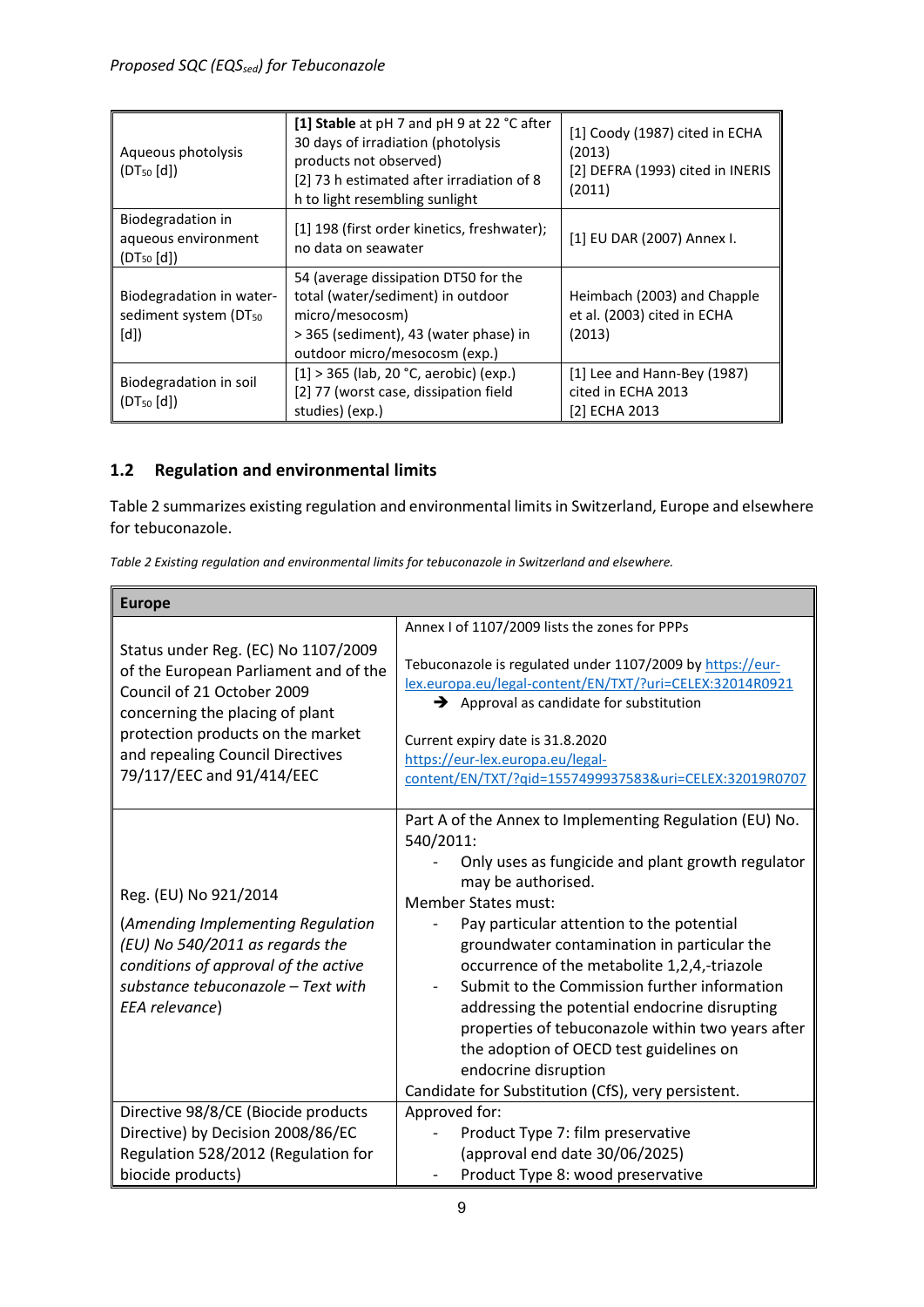| | | |
|---|---|---|
| Aqueous photolysis ($DT_{50}$ [d]) | [1] **Stable** at pH 7 and pH 9 at 22 °C after 30 days of irradiation (photolysis products not observed)<br>[2] 73 h estimated after irradiation of 8 h to light resembling sunlight | [1] Coody (1987) cited in ECHA (2013)<br>[2] DEFRA (1993) cited in INERIS (2011) |
| Biodegradation in aqueous environment ($DT_{50}$ [d]) | [1] 198 (first order kinetics, freshwater); no data on seawater | [1] EU DAR (2007) Annex I. |
| Biodegradation in water-sediment system ($DT_{50}$ [d]) | 54 (average dissipation DT50 for the total (water/sediment) in outdoor micro/mesocosm)<br>> 365 (sediment), 43 (water phase) in outdoor micro/mesocosm (exp.) | Heimbach (2003) and Chapple et al. (2003) cited in ECHA (2013) |
| Biodegradation in soil ($DT_{50}$ [d]) | [1] > 365 (lab, 20 °C, aerobic) (exp.)<br>[2] 77 (worst case, dissipation field studies) (exp.) | [1] Lee and Hann-Bey (1987) cited in ECHA 2013<br>[2] ECHA 2013 |

## 1.2 Regulation and environmental limits

Table 2 summarizes existing regulation and environmental limits in Switzerland, Europe and elsewhere for tebuconazole.

*Table 2 Existing regulation and environmental limits for tebuconazole in Switzerland and elsewhere.*

| **Europe** | |
|---|---|
| Status under Reg. (EC) No 1107/2009 of the European Parliament and of the Council of 21 October 2009 concerning the placing of plant protection products on the market and repealing Council Directives 79/117/EEC and 91/414/EEC | Annex I of 1107/2009 lists the zones for PPPs<br><br>Tebuconazole is regulated under 1107/2009 by https://eur-lex.europa.eu/legal-content/EN/TXT/?uri=CELEX:32014R0921<br>➔ Approval as candidate for substitution<br><br>Current expiry date is 31.8.2020<br>https://eur-lex.europa.eu/legal-content/EN/TXT/?qid=1557499937583&uri=CELEX:32019R0707 |
| Reg. (EU) No 921/2014<br><br>(*Amending Implementing Regulation (EU) No 540/2011 as regards the conditions of approval of the active substance tebuconazole – Text with EEA relevance*) | Part A of the Annex to Implementing Regulation (EU) No. 540/2011:<br>- Only uses as fungicide and plant growth regulator may be authorised.<br>Member States must:<br>- Pay particular attention to the potential groundwater contamination in particular the occurrence of the metabolite 1,2,4,-triazole<br>- Submit to the Commission further information addressing the potential endocrine disrupting properties of tebuconazole within two years after the adoption of OECD test guidelines on endocrine disruption<br>Candidate for Substitution (CfS), very persistent. |
| Directive 98/8/CE (Biocide products Directive) by Decision 2008/86/EC Regulation 528/2012 (Regulation for biocide products) | Approved for:<br>- Product Type 7: film preservative (approval end date 30/06/2025)<br>- Product Type 8: wood preservative |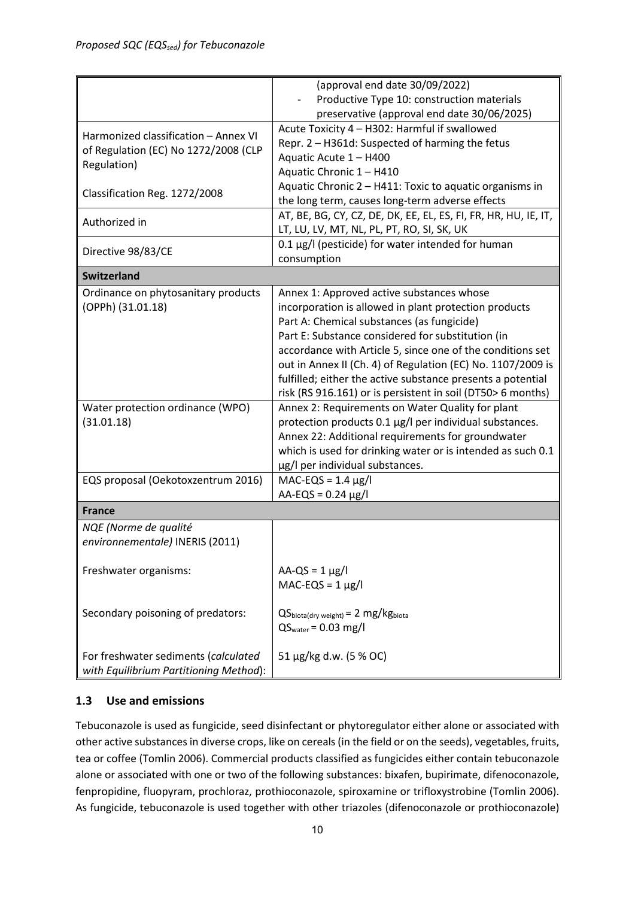| | |
|---|---|
| | (approval end date 30/09/2022)<br>- Productive Type 10: construction materials preservative (approval end date 30/06/2025) |
| Harmonized classification – Annex VI of Regulation (EC) No 1272/2008 (CLP Regulation)<br><br>Classification Reg. 1272/2008 | Acute Toxicity 4 – H302: Harmful if swallowed<br>Repr. 2 – H361d: Suspected of harming the fetus<br>Aquatic Acute 1 – H400<br>Aquatic Chronic 1 – H410<br>Aquatic Chronic 2 – H411: Toxic to aquatic organisms in the long term, causes long-term adverse effects |
| Authorized in | AT, BE, BG, CY, CZ, DE, DK, EE, EL, ES, FI, FR, HR, HU, IE, IT, LT, LU, LV, MT, NL, PL, PT, RO, SI, SK, UK |
| Directive 98/83/CE | 0.1 µg/l (pesticide) for water intended for human consumption |
| **Switzerland** | |
| Ordinance on phytosanitary products (OPPh) (31.01.18) | Annex 1: Approved active substances whose incorporation is allowed in plant protection products<br>Part A: Chemical substances (as fungicide)<br>Part E: Substance considered for substitution (in accordance with Article 5, since one of the conditions set out in Annex II (Ch. 4) of Regulation (EC) No. 1107/2009 is fulfilled; either the active substance presents a potential risk (RS 916.161) or is persistent in soil (DT50> 6 months) |
| Water protection ordinance (WPO) (31.01.18) | Annex 2: Requirements on Water Quality for plant protection products 0.1 µg/l per individual substances.<br>Annex 22: Additional requirements for groundwater which is used for drinking water or is intended as such 0.1 µg/l per individual substances. |
| EQS proposal (Oekotoxzentrum 2016) | MAC-EQS = 1.4 µg/l<br>AA-EQS = 0.24 µg/l |
| **France** | |
| *NQE (Norme de qualité environnementale)* INERIS (2011)<br><br>Freshwater organisms:<br><br>Secondary poisoning of predators:<br><br>For freshwater sediments (*calculated with Equilibrium Partitioning Method*): | <br><br><br>AA-QS = 1 µg/l<br>MAC-EQS = 1 µg/l<br><br>$QS_{biota(dry\ weight)}$ = 2 $mg/kg_{biota}$<br>$QS_{water}$ = 0.03 mg/l<br><br>51 µg/kg d.w. (5 % OC) |

### 1.3 Use and emissions

Tebuconazole is used as fungicide, seed disinfectant or phytoregulator either alone or associated with other active substances in diverse crops, like on cereals (in the field or on the seeds), vegetables, fruits, tea or coffee (Tomlin 2006). Commercial products classified as fungicides either contain tebuconazole alone or associated with one or two of the following substances: bixafen, bupirimate, difenoconazole, fenpropidine, fluopyram, prochloraz, prothioconazole, spiroxamine or trifloxystrobine (Tomlin 2006). As fungicide, tebuconazole is used together with other triazoles (difenoconazole or prothioconazole)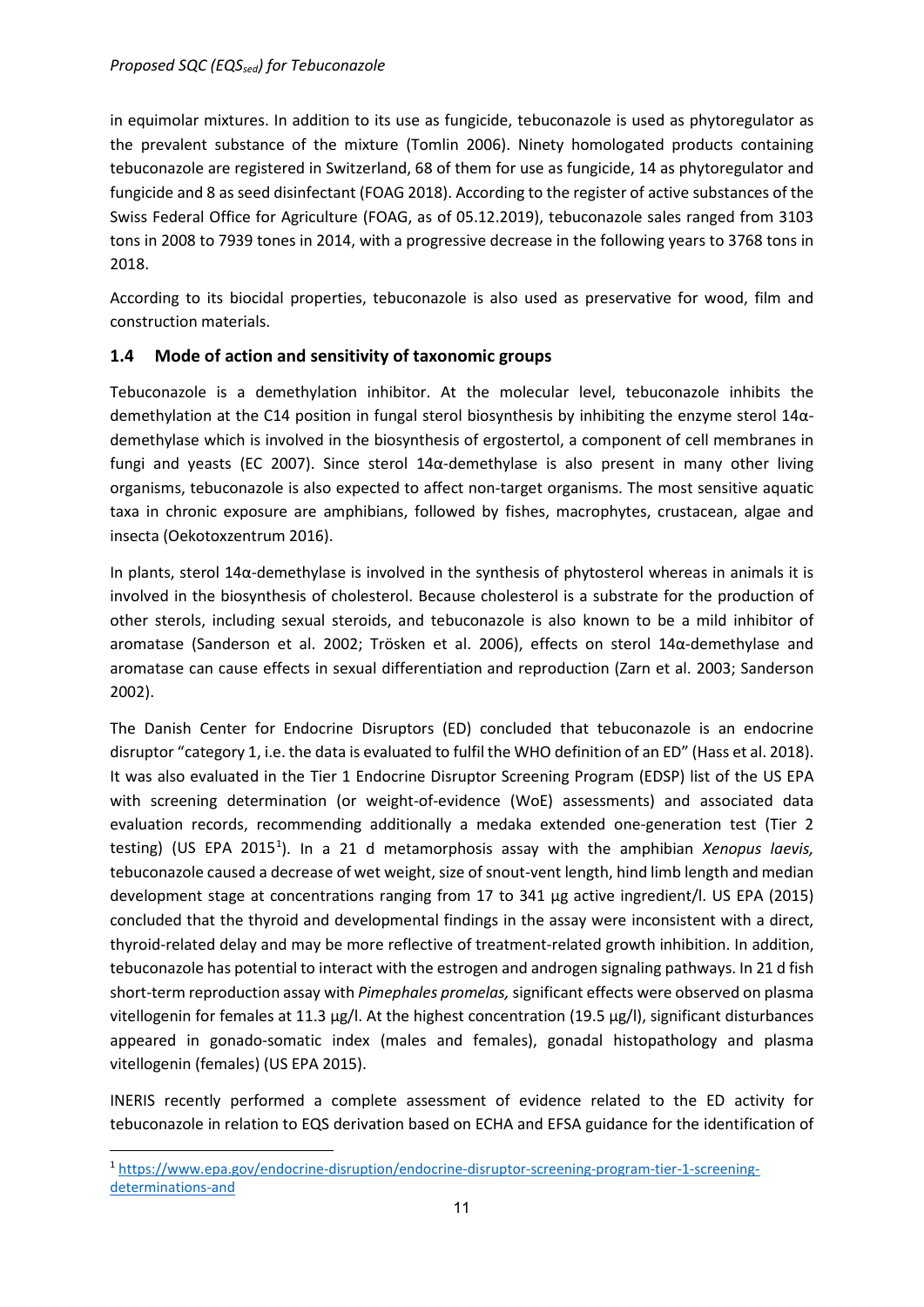in equimolar mixtures. In addition to its use as fungicide, tebuconazole is used as phytoregulator as the prevalent substance of the mixture (Tomlin 2006). Ninety homologated products containing tebuconazole are registered in Switzerland, 68 of them for use as fungicide, 14 as phytoregulator and fungicide and 8 as seed disinfectant (FOAG 2018). According to the register of active substances of the Swiss Federal Office for Agriculture (FOAG, as of 05.12.2019), tebuconazole sales ranged from 3103 tons in 2008 to 7939 tones in 2014, with a progressive decrease in the following years to 3768 tons in 2018.

According to its biocidal properties, tebuconazole is also used as preservative for wood, film and construction materials.

## 1.4 Mode of action and sensitivity of taxonomic groups

Tebuconazole is a demethylation inhibitor. At the molecular level, tebuconazole inhibits the demethylation at the C14 position in fungal sterol biosynthesis by inhibiting the enzyme sterol 14α-demethylase which is involved in the biosynthesis of ergostertol, a component of cell membranes in fungi and yeasts (EC 2007). Since sterol 14α-demethylase is also present in many other living organisms, tebuconazole is also expected to affect non-target organisms. The most sensitive aquatic taxa in chronic exposure are amphibians, followed by fishes, macrophytes, crustacean, algae and insecta (Oekotoxzentrum 2016).

In plants, sterol 14α-demethylase is involved in the synthesis of phytosterol whereas in animals it is involved in the biosynthesis of cholesterol. Because cholesterol is a substrate for the production of other sterols, including sexual steroids, and tebuconazole is also known to be a mild inhibitor of aromatase (Sanderson et al. 2002; Trösken et al. 2006), effects on sterol 14α-demethylase and aromatase can cause effects in sexual differentiation and reproduction (Zarn et al. 2003; Sanderson 2002).

The Danish Center for Endocrine Disruptors (ED) concluded that tebuconazole is an endocrine disruptor "category 1, i.e. the data is evaluated to fulfil the WHO definition of an ED" (Hass et al. 2018). It was also evaluated in the Tier 1 Endocrine Disruptor Screening Program (EDSP) list of the US EPA with screening determination (or weight-of-evidence (WoE) assessments) and associated data evaluation records, recommending additionally a medaka extended one-generation test (Tier 2 testing) (US EPA 2015[1]). In a 21 d metamorphosis assay with the amphibian *Xenopus laevis,* tebuconazole caused a decrease of wet weight, size of snout-vent length, hind limb length and median development stage at concentrations ranging from 17 to 341 µg active ingredient/l. US EPA (2015) concluded that the thyroid and developmental findings in the assay were inconsistent with a direct, thyroid-related delay and may be more reflective of treatment-related growth inhibition. In addition, tebuconazole has potential to interact with the estrogen and androgen signaling pathways. In 21 d fish short-term reproduction assay with *Pimephales promelas,* significant effects were observed on plasma vitellogenin for females at 11.3 µg/l. At the highest concentration (19.5 µg/l), significant disturbances appeared in gonado-somatic index (males and females), gonadal histopathology and plasma vitellogenin (females) (US EPA 2015).

INERIS recently performed a complete assessment of evidence related to the ED activity for tebuconazole in relation to EQS derivation based on ECHA and EFSA guidance for the identification of

[1] https://www.epa.gov/endocrine-disruption/endocrine-disruptor-screening-program-tier-1-screening-determinations-and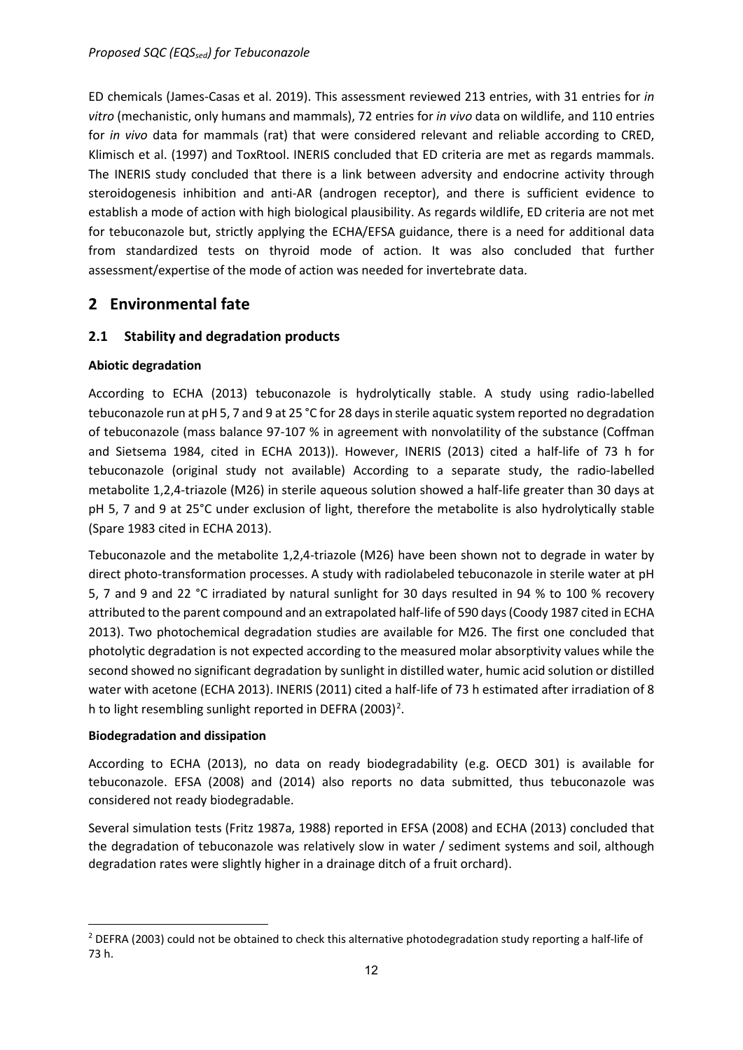ED chemicals (James-Casas et al. 2019). This assessment reviewed 213 entries, with 31 entries for *in vitro* (mechanistic, only humans and mammals), 72 entries for *in vivo* data on wildlife, and 110 entries for *in vivo* data for mammals (rat) that were considered relevant and reliable according to CRED, Klimisch et al. (1997) and ToxRtool. INERIS concluded that ED criteria are met as regards mammals. The INERIS study concluded that there is a link between adversity and endocrine activity through steroidogenesis inhibition and anti-AR (androgen receptor), and there is sufficient evidence to establish a mode of action with high biological plausibility. As regards wildlife, ED criteria are not met for tebuconazole but, strictly applying the ECHA/EFSA guidance, there is a need for additional data from standardized tests on thyroid mode of action. It was also concluded that further assessment/expertise of the mode of action was needed for invertebrate data.

# 2 Environmental fate

## 2.1 Stability and degradation products

**Abiotic degradation**

According to ECHA (2013) tebuconazole is hydrolytically stable. A study using radio-labelled tebuconazole run at pH 5, 7 and 9 at 25 °C for 28 days in sterile aquatic system reported no degradation of tebuconazole (mass balance 97-107 % in agreement with nonvolatility of the substance (Coffman and Sietsema 1984, cited in ECHA 2013)). However, INERIS (2013) cited a half-life of 73 h for tebuconazole (original study not available) According to a separate study, the radio-labelled metabolite 1,2,4-triazole (M26) in sterile aqueous solution showed a half-life greater than 30 days at pH 5, 7 and 9 at 25°C under exclusion of light, therefore the metabolite is also hydrolytically stable (Spare 1983 cited in ECHA 2013).

Tebuconazole and the metabolite 1,2,4-triazole (M26) have been shown not to degrade in water by direct photo-transformation processes. A study with radiolabeled tebuconazole in sterile water at pH 5, 7 and 9 and 22 °C irradiated by natural sunlight for 30 days resulted in 94 % to 100 % recovery attributed to the parent compound and an extrapolated half-life of 590 days (Coody 1987 cited in ECHA 2013). Two photochemical degradation studies are available for M26. The first one concluded that photolytic degradation is not expected according to the measured molar absorptivity values while the second showed no significant degradation by sunlight in distilled water, humic acid solution or distilled water with acetone (ECHA 2013). INERIS (2011) cited a half-life of 73 h estimated after irradiation of 8 h to light resembling sunlight reported in DEFRA (2003)[2].

**Biodegradation and dissipation**

According to ECHA (2013), no data on ready biodegradability (e.g. OECD 301) is available for tebuconazole. EFSA (2008) and (2014) also reports no data submitted, thus tebuconazole was considered not ready biodegradable.

Several simulation tests (Fritz 1987a, 1988) reported in EFSA (2008) and ECHA (2013) concluded that the degradation of tebuconazole was relatively slow in water / sediment systems and soil, although degradation rates were slightly higher in a drainage ditch of a fruit orchard).

[2] DEFRA (2003) could not be obtained to check this alternative photodegradation study reporting a half-life of 73 h.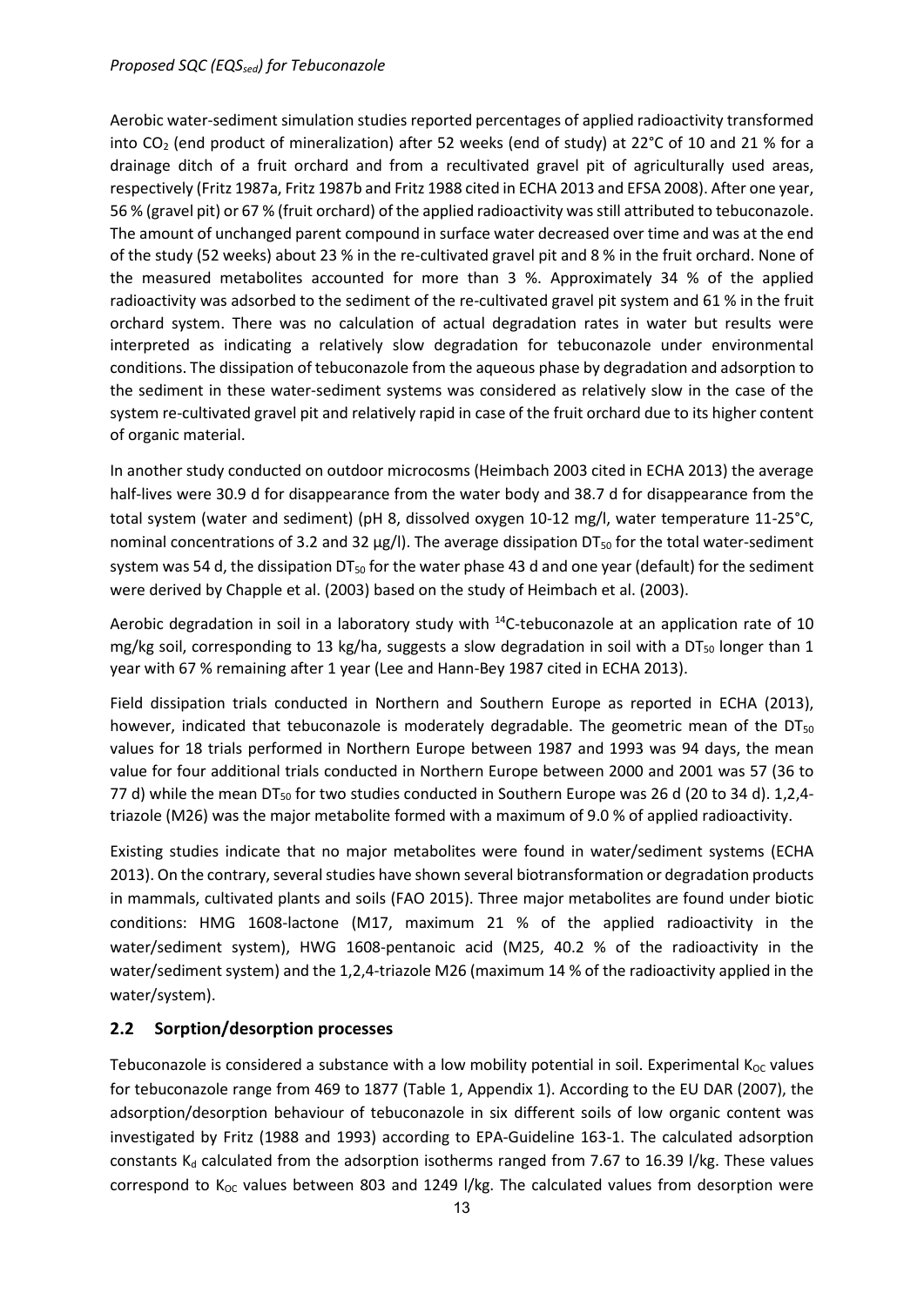Aerobic water-sediment simulation studies reported percentages of applied radioactivity transformed into $CO_2$ (end product of mineralization) after 52 weeks (end of study) at 22°C of 10 and 21 % for a drainage ditch of a fruit orchard and from a recultivated gravel pit of agriculturally used areas, respectively (Fritz 1987a, Fritz 1987b and Fritz 1988 cited in ECHA 2013 and EFSA 2008). After one year, 56 % (gravel pit) or 67 % (fruit orchard) of the applied radioactivity was still attributed to tebuconazole. The amount of unchanged parent compound in surface water decreased over time and was at the end of the study (52 weeks) about 23 % in the re-cultivated gravel pit and 8 % in the fruit orchard. None of the measured metabolites accounted for more than 3 %. Approximately 34 % of the applied radioactivity was adsorbed to the sediment of the re-cultivated gravel pit system and 61 % in the fruit orchard system. There was no calculation of actual degradation rates in water but results were interpreted as indicating a relatively slow degradation for tebuconazole under environmental conditions. The dissipation of tebuconazole from the aqueous phase by degradation and adsorption to the sediment in these water-sediment systems was considered as relatively slow in the case of the system re-cultivated gravel pit and relatively rapid in case of the fruit orchard due to its higher content of organic material.

In another study conducted on outdoor microcosms (Heimbach 2003 cited in ECHA 2013) the average half-lives were 30.9 d for disappearance from the water body and 38.7 d for disappearance from the total system (water and sediment) (pH 8, dissolved oxygen 10-12 mg/l, water temperature 11-25°C, nominal concentrations of 3.2 and 32 µg/l). The average dissipation $DT_{50}$ for the total water-sediment system was 54 d, the dissipation $DT_{50}$ for the water phase 43 d and one year (default) for the sediment were derived by Chapple et al. (2003) based on the study of Heimbach et al. (2003).

Aerobic degradation in soil in a laboratory study with $^{14}C$-tebuconazole at an application rate of 10 mg/kg soil, corresponding to 13 kg/ha, suggests a slow degradation in soil with a $DT_{50}$ longer than 1 year with 67 % remaining after 1 year (Lee and Hann-Bey 1987 cited in ECHA 2013).

Field dissipation trials conducted in Northern and Southern Europe as reported in ECHA (2013), however, indicated that tebuconazole is moderately degradable. The geometric mean of the $DT_{50}$ values for 18 trials performed in Northern Europe between 1987 and 1993 was 94 days, the mean value for four additional trials conducted in Northern Europe between 2000 and 2001 was 57 (36 to 77 d) while the mean $DT_{50}$ for two studies conducted in Southern Europe was 26 d (20 to 34 d). 1,2,4-triazole (M26) was the major metabolite formed with a maximum of 9.0 % of applied radioactivity.

Existing studies indicate that no major metabolites were found in water/sediment systems (ECHA 2013). On the contrary, several studies have shown several biotransformation or degradation products in mammals, cultivated plants and soils (FAO 2015). Three major metabolites are found under biotic conditions: HMG 1608-lactone (M17, maximum 21 % of the applied radioactivity in the water/sediment system), HWG 1608-pentanoic acid (M25, 40.2 % of the radioactivity in the water/sediment system) and the 1,2,4-triazole M26 (maximum 14 % of the radioactivity applied in the water/system).

## 2.2 Sorption/desorption processes

Tebuconazole is considered a substance with a low mobility potential in soil. Experimental $K_{OC}$ values for tebuconazole range from 469 to 1877 (Table 1, Appendix 1). According to the EU DAR (2007), the adsorption/desorption behaviour of tebuconazole in six different soils of low organic content was investigated by Fritz (1988 and 1993) according to EPA-Guideline 163-1. The calculated adsorption constants $K_d$ calculated from the adsorption isotherms ranged from 7.67 to 16.39 l/kg. These values correspond to $K_{OC}$ values between 803 and 1249 l/kg. The calculated values from desorption were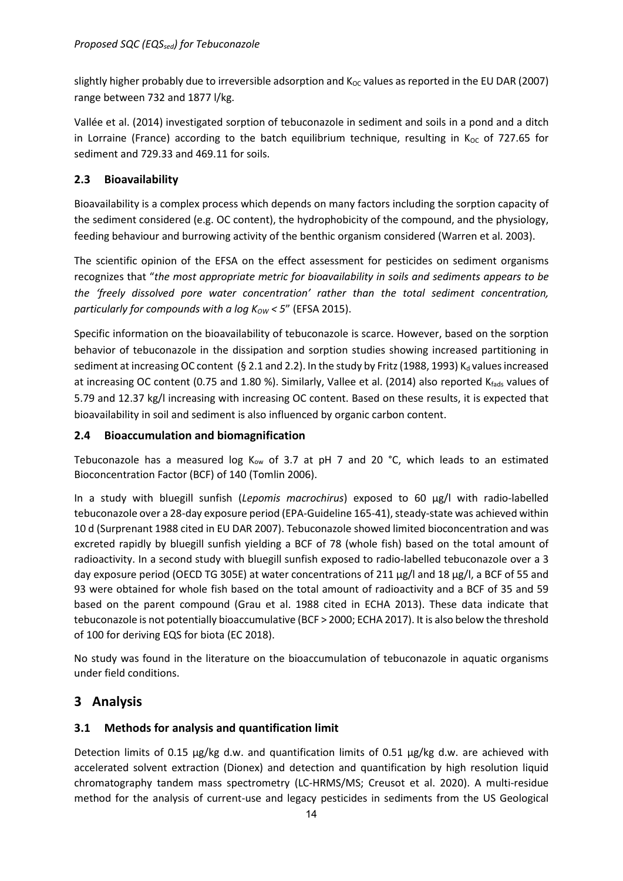slightly higher probably due to irreversible adsorption and $K_{OC}$ values as reported in the EU DAR (2007) range between 732 and 1877 l/kg.

Vallée et al. (2014) investigated sorption of tebuconazole in sediment and soils in a pond and a ditch in Lorraine (France) according to the batch equilibrium technique, resulting in $K_{OC}$ of 727.65 for sediment and 729.33 and 469.11 for soils.

## 2.3 Bioavailability

Bioavailability is a complex process which depends on many factors including the sorption capacity of the sediment considered (e.g. OC content), the hydrophobicity of the compound, and the physiology, feeding behaviour and burrowing activity of the benthic organism considered (Warren et al. 2003).

The scientific opinion of the EFSA on the effect assessment for pesticides on sediment organisms recognizes that "*the most appropriate metric for bioavailability in soils and sediments appears to be the 'freely dissolved pore water concentration' rather than the total sediment concentration, particularly for compounds with a log $K_{OW}$ < 5*" (EFSA 2015).

Specific information on the bioavailability of tebuconazole is scarce. However, based on the sorption behavior of tebuconazole in the dissipation and sorption studies showing increased partitioning in sediment at increasing OC content (§ 2.1 and 2.2). In the study by Fritz (1988, 1993) $K_d$ values increased at increasing OC content (0.75 and 1.80 %). Similarly, Vallee et al. (2014) also reported $K_{fads}$ values of 5.79 and 12.37 kg/l increasing with increasing OC content. Based on these results, it is expected that bioavailability in soil and sediment is also influenced by organic carbon content.

## 2.4 Bioaccumulation and biomagnification

Tebuconazole has a measured log $K_{ow}$ of 3.7 at pH 7 and 20 °C, which leads to an estimated Bioconcentration Factor (BCF) of 140 (Tomlin 2006).

In a study with bluegill sunfish (*Lepomis macrochirus*) exposed to 60 µg/l with radio-labelled tebuconazole over a 28-day exposure period (EPA-Guideline 165-41), steady-state was achieved within 10 d (Surprenant 1988 cited in EU DAR 2007). Tebuconazole showed limited bioconcentration and was excreted rapidly by bluegill sunfish yielding a BCF of 78 (whole fish) based on the total amount of radioactivity. In a second study with bluegill sunfish exposed to radio-labelled tebuconazole over a 3 day exposure period (OECD TG 305E) at water concentrations of 211 µg/l and 18 µg/l, a BCF of 55 and 93 were obtained for whole fish based on the total amount of radioactivity and a BCF of 35 and 59 based on the parent compound (Grau et al. 1988 cited in ECHA 2013). These data indicate that tebuconazole is not potentially bioaccumulative (BCF > 2000; ECHA 2017). It is also below the threshold of 100 for deriving EQS for biota (EC 2018).

No study was found in the literature on the bioaccumulation of tebuconazole in aquatic organisms under field conditions.

# 3 Analysis

## 3.1 Methods for analysis and quantification limit

Detection limits of 0.15 µg/kg d.w. and quantification limits of 0.51 µg/kg d.w. are achieved with accelerated solvent extraction (Dionex) and detection and quantification by high resolution liquid chromatography tandem mass spectrometry (LC-HRMS/MS; Creusot et al. 2020). A multi-residue method for the analysis of current-use and legacy pesticides in sediments from the US Geological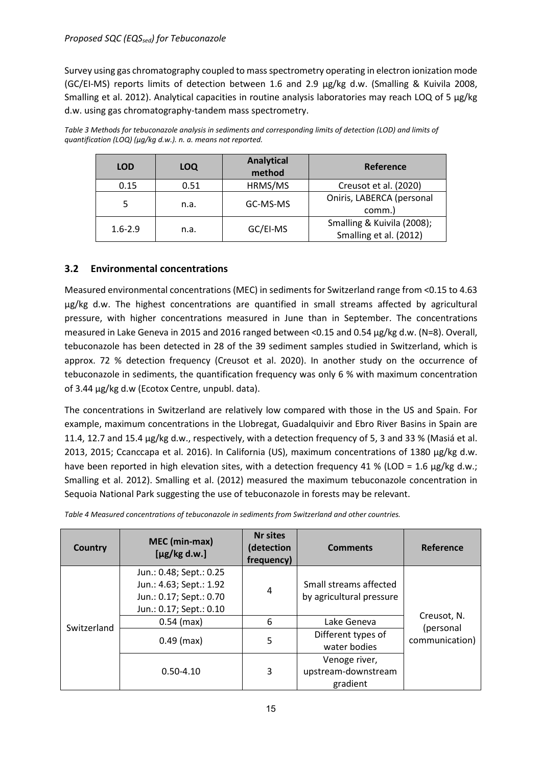Survey using gas chromatography coupled to mass spectrometry operating in electron ionization mode (GC/EI-MS) reports limits of detection between 1.6 and 2.9 µg/kg d.w. (Smalling & Kuivila 2008, Smalling et al. 2012). Analytical capacities in routine analysis laboratories may reach LOQ of 5 µg/kg d.w. using gas chromatography-tandem mass spectrometry.

*Table 3 Methods for tebuconazole analysis in sediments and corresponding limits of detection (LOD) and limits of quantification (LOQ) (µg/kg d.w.). n. a. means not reported.*

| LOD | LOQ | Analytical method | Reference |
|---|---|---|---|
| 0.15 | 0.51 | HRMS/MS | Creusot et al. (2020) |
| 5 | n.a. | GC-MS-MS | Oniris, LABERCA (personal comm.) |
| 1.6-2.9 | n.a. | GC/EI-MS | Smalling & Kuivila (2008); Smalling et al. (2012) |

## 3.2 Environmental concentrations

Measured environmental concentrations (MEC) in sediments for Switzerland range from <0.15 to 4.63 µg/kg d.w. The highest concentrations are quantified in small streams affected by agricultural pressure, with higher concentrations measured in June than in September. The concentrations measured in Lake Geneva in 2015 and 2016 ranged between <0.15 and 0.54 µg/kg d.w. (N=8). Overall, tebuconazole has been detected in 28 of the 39 sediment samples studied in Switzerland, which is approx. 72 % detection frequency (Creusot et al. 2020). In another study on the occurrence of tebuconazole in sediments, the quantification frequency was only 6 % with maximum concentration of 3.44 µg/kg d.w (Ecotox Centre, unpubl. data).

The concentrations in Switzerland are relatively low compared with those in the US and Spain. For example, maximum concentrations in the Llobregat, Guadalquivir and Ebro River Basins in Spain are 11.4, 12.7 and 15.4 µg/kg d.w., respectively, with a detection frequency of 5, 3 and 33 % (Masiá et al. 2013, 2015; Ccanccapa et al. 2016). In California (US), maximum concentrations of 1380 µg/kg d.w. have been reported in high elevation sites, with a detection frequency 41 % (LOD = 1.6 µg/kg d.w.; Smalling et al. 2012). Smalling et al. (2012) measured the maximum tebuconazole concentration in Sequoia National Park suggesting the use of tebuconazole in forests may be relevant.

*Table 4 Measured concentrations of tebuconazole in sediments from Switzerland and other countries.*

| Country | MEC (min-max) [µg/kg d.w.] | Nr sites (detection frequency) | Comments | Reference |
|---|---|---|---|---|
| Switzerland | Jun.: 0.48; Sept.: 0.25<br>Jun.: 4.63; Sept.: 1.92<br>Jun.: 0.17; Sept.: 0.70<br>Jun.: 0.17; Sept.: 0.10 | 4 | Small streams affected by agricultural pressure | Creusot, N. (personal communication) |
| | 0.54 (max) | 6 | Lake Geneva | |
| | 0.49 (max) | 5 | Different types of water bodies | |
| | 0.50-4.10 | 3 | Venoge river, upstream-downstream gradient | |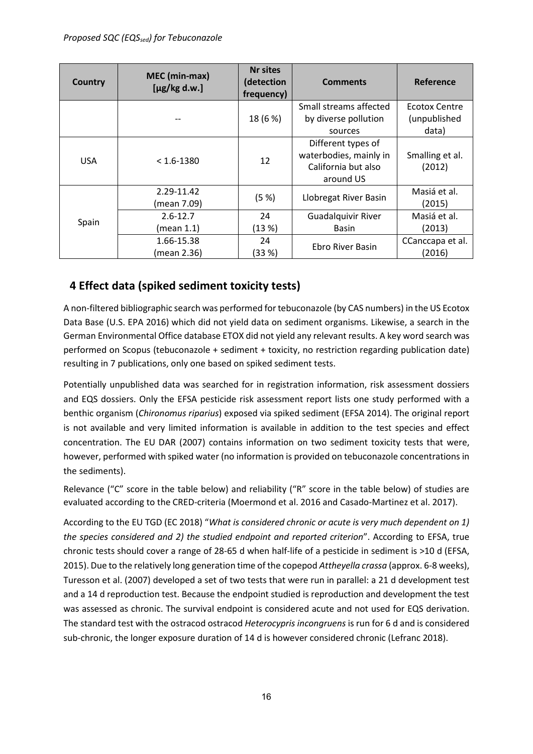| Country | MEC (min-max) [µg/kg d.w.] | Nr sites (detection frequency) | Comments | Reference |
|---|---|---|---|---|
| | -- | 18 (6 %) | Small streams affected by diverse pollution sources | Ecotox Centre (unpublished data) |
| USA | < 1.6-1380 | 12 | Different types of waterbodies, mainly in California but also around US | Smalling et al. (2012) |
| Spain | 2.29-11.42 (mean 7.09) | (5 %) | Llobregat River Basin | Masiá et al. (2015) |
| | 2.6-12.7 (mean 1.1) | 24 (13 %) | Guadalquivir River Basin | Masiá et al. (2013) |
| | 1.66-15.38 (mean 2.36) | 24 (33 %) | Ebro River Basin | CCanccapa et al. (2016) |

## 4 Effect data (spiked sediment toxicity tests)

A non-filtered bibliographic search was performed for tebuconazole (by CAS numbers) in the US Ecotox Data Base (U.S. EPA 2016) which did not yield data on sediment organisms. Likewise, a search in the German Environmental Office database ETOX did not yield any relevant results. A key word search was performed on Scopus (tebuconazole + sediment + toxicity, no restriction regarding publication date) resulting in 7 publications, only one based on spiked sediment tests.

Potentially unpublished data was searched for in registration information, risk assessment dossiers and EQS dossiers. Only the EFSA pesticide risk assessment report lists one study performed with a benthic organism (*Chironomus riparius*) exposed via spiked sediment (EFSA 2014). The original report is not available and very limited information is available in addition to the test species and effect concentration. The EU DAR (2007) contains information on two sediment toxicity tests that were, however, performed with spiked water (no information is provided on tebuconazole concentrations in the sediments).

Relevance ("C" score in the table below) and reliability ("R" score in the table below) of studies are evaluated according to the CRED-criteria (Moermond et al. 2016 and Casado-Martinez et al. 2017).

According to the EU TGD (EC 2018) "*What is considered chronic or acute is very much dependent on 1) the species considered and 2) the studied endpoint and reported criterion*". According to EFSA, true chronic tests should cover a range of 28-65 d when half-life of a pesticide in sediment is >10 d (EFSA, 2015). Due to the relatively long generation time of the copepod *Attheyella crassa* (approx. 6-8 weeks), Turesson et al. (2007) developed a set of two tests that were run in parallel: a 21 d development test and a 14 d reproduction test. Because the endpoint studied is reproduction and development the test was assessed as chronic. The survival endpoint is considered acute and not used for EQS derivation. The standard test with the ostracod ostracod *Heterocypris incongruens* is run for 6 d and is considered sub-chronic, the longer exposure duration of 14 d is however considered chronic (Lefranc 2018).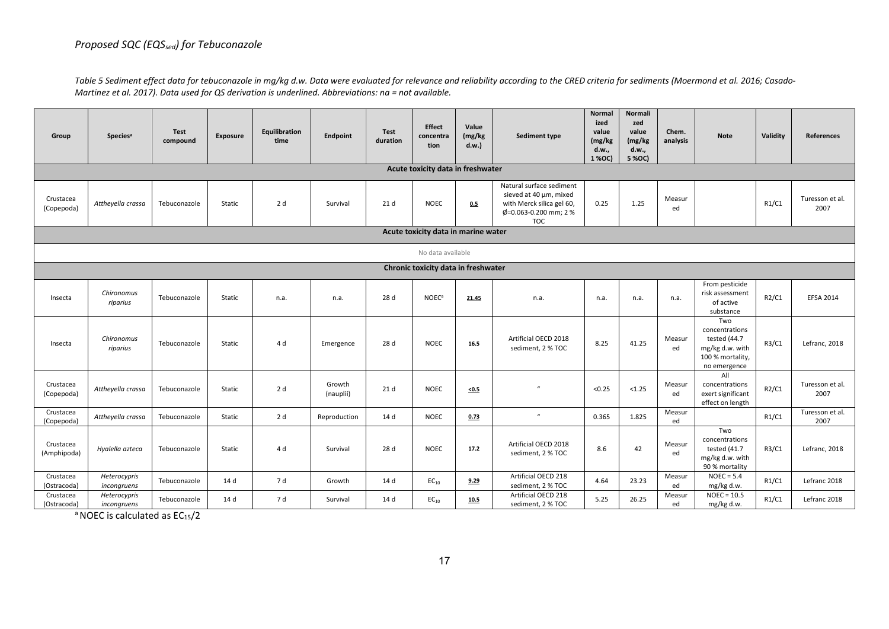## *Proposed SQC ($EQS_{sed}$) for Tebuconazole*

*Table 5 Sediment effect data for tebuconazole in mg/kg d.w. Data were evaluated for relevance and reliability according to the CRED criteria for sediments (Moermond et al. 2016; Casado-Martinez et al. 2017). Data used for QS derivation is underlined. Abbreviations: na = not available.*

| Group | Species[a] | Test compound | Exposure | Equilibration time | Endpoint | Test duration | Effect concentration | Value (mg/kg d.w.) | Sediment type | Normalized value (mg/kg d.w., 1 %OC) | Normalized value (mg/kg d.w., 5 %OC) | Chem. analysis | Note | Validity | References |
|---|---|---|---|---|---|---|---|---|---|---|---|---|---|---|---|
| **Acute toxicity data in freshwater** | | | | | | | | | | | | | | | |
| Crustacea (Copepoda) | *Attheyella crassa* | Tebuconazole | Static | 2 d | Survival | 21 d | NOEC | <u>0.5</u> | Natural surface sediment sieved at 40 µm, mixed with Merck silica gel 60, Ø=0.063-0.200 mm; 2 % TOC | 0.25 | 1.25 | Measured | | R1/C1 | Turesson et al. 2007 |
| **Acute toxicity data in marine water** | | | | | | | | | | | | | | | |
| No data available | | | | | | | | | | | | | | | |
| **Chronic toxicity data in freshwater** | | | | | | | | | | | | | | | |
| Insecta | *Chironomus riparius* | Tebuconazole | Static | n.a. | n.a. | 28 d | NOEC[a] | <u>21.45</u> | n.a. | n.a. | n.a. | n.a. | From pesticide risk assessment of active substance | R2/C1 | EFSA 2014 |
| Insecta | *Chironomus riparius* | Tebuconazole | Static | 4 d | Emergence | 28 d | NOEC | 16.5 | Artificial OECD 2018 sediment, 2 % TOC | 8.25 | 41.25 | Measured | Two concentrations tested (44.7 mg/kg d.w. with 100 % mortality, no emergence | R3/C1 | Lefranc, 2018 |
| Crustacea (Copepoda) | *Attheyella crassa* | Tebuconazole | Static | 2 d | Growth (nauplii) | 21 d | NOEC | <u>≤0.5</u> | " | <0.25 | <1.25 | Measured | All concentrations exert significant effect on length | R2/C1 | Turesson et al. 2007 |
| Crustacea (Copepoda) | *Attheyella crassa* | Tebuconazole | Static | 2 d | Reproduction | 14 d | NOEC | <u>0.73</u> | " | 0.365 | 1.825 | Measured | | R1/C1 | Turesson et al. 2007 |
| Crustacea (Amphipoda) | *Hyalella azteca* | Tebuconazole | Static | 4 d | Survival | 28 d | NOEC | 17.2 | Artificial OECD 2018 sediment, 2 % TOC | 8.6 | 42 | Measured | Two concentrations tested (41.7 mg/kg d.w. with 90 % mortality | R3/C1 | Lefranc, 2018 |
| Crustacea (Ostracoda) | *Heterocypris incongruens* | Tebuconazole | 14 d | 7 d | Growth | 14 d | $EC_{10}$ | <u>9.29</u> | Artificial OECD 218 sediment, 2 % TOC | 4.64 | 23.23 | Measured | NOEC = 5.4 mg/kg d.w. | R1/C1 | Lefranc 2018 |
| Crustacea (Ostracoda) | *Heterocypris incongruens* | Tebuconazole | 14 d | 7 d | Survival | 14 d | $EC_{10}$ | <u>10.5</u> | Artificial OECD 218 sediment, 2 % TOC | 5.25 | 26.25 | Measured | NOEC = 10.5 mg/kg d.w. | R1/C1 | Lefranc 2018 |

[a] NOEC is calculated as $EC_{15}/2$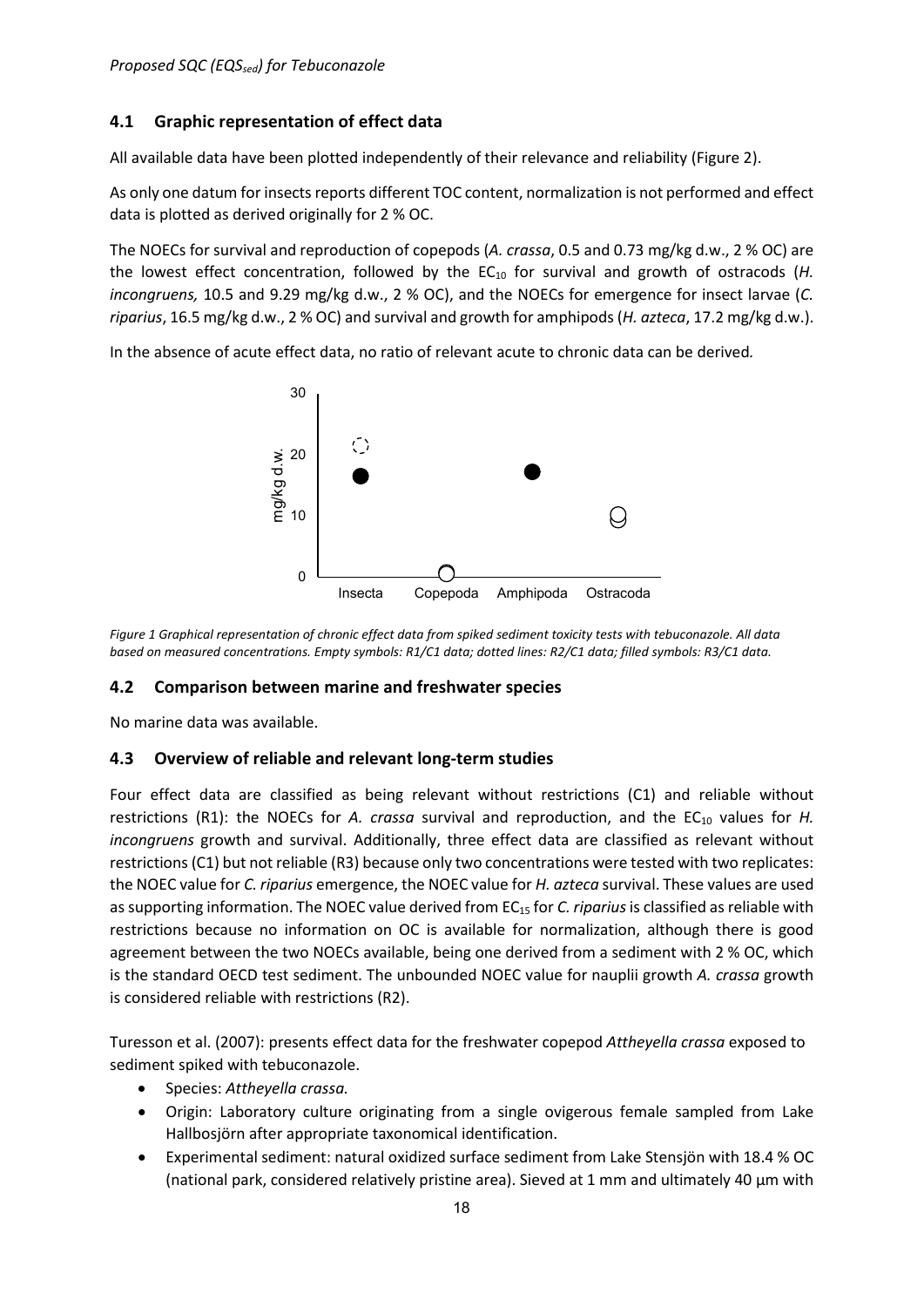## 4.1 Graphic representation of effect data

All available data have been plotted independently of their relevance and reliability (Figure 2).

As only one datum for insects reports different TOC content, normalization is not performed and effect data is plotted as derived originally for 2 % OC.

The NOECs for survival and reproduction of copepods (*A. crassa*, 0.5 and 0.73 mg/kg d.w., 2 % OC) are the lowest effect concentration, followed by the $EC_{10}$ for survival and growth of ostracods (*H. incongruens,* 10.5 and 9.29 mg/kg d.w., 2 % OC), and the NOECs for emergence for insect larvae (*C. riparius*, 16.5 mg/kg d.w., 2 % OC) and survival and growth for amphipods (*H. azteca*, 17.2 mg/kg d.w.).

In the absence of acute effect data, no ratio of relevant acute to chronic data can be derived.

*Figure 1 Graphical representation of chronic effect data from spiked sediment toxicity tests with tebuconazole. All data based on measured concentrations. Empty symbols: R1/C1 data; dotted lines: R2/C1 data; filled symbols: R3/C1 data.*

## 4.2 Comparison between marine and freshwater species

No marine data was available.

## 4.3 Overview of reliable and relevant long-term studies

Four effect data are classified as being relevant without restrictions (C1) and reliable without restrictions (R1): the NOECs for *A. crassa* survival and reproduction, and the $EC_{10}$ values for *H. incongruens* growth and survival. Additionally, three effect data are classified as relevant without restrictions (C1) but not reliable (R3) because only two concentrations were tested with two replicates: the NOEC value for *C. riparius* emergence, the NOEC value for *H. azteca* survival. These values are used as supporting information. The NOEC value derived from $EC_{15}$ for *C. riparius* is classified as reliable with restrictions because no information on OC is available for normalization, although there is good agreement between the two NOECs available, being one derived from a sediment with 2 % OC, which is the standard OECD test sediment. The unbounded NOEC value for nauplii growth *A. crassa* growth is considered reliable with restrictions (R2).

Turesson et al. (2007): presents effect data for the freshwater copepod *Attheyella crassa* exposed to sediment spiked with tebuconazole.

- Species: *Attheyella crassa.*
- Origin: Laboratory culture originating from a single ovigerous female sampled from Lake Hallbosjörn after appropriate taxonomical identification.
- Experimental sediment: natural oxidized surface sediment from Lake Stensjön with 18.4 % OC (national park, considered relatively pristine area). Sieved at 1 mm and ultimately 40 µm with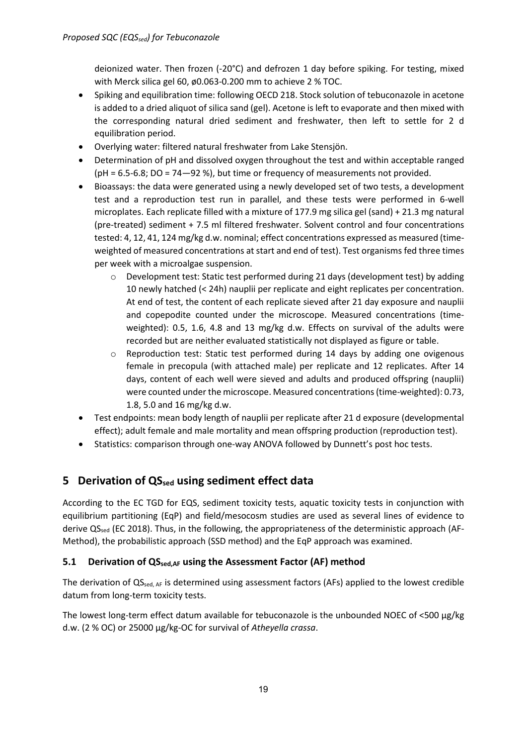deionized water. Then frozen (-20°C) and defrozen 1 day before spiking. For testing, mixed with Merck silica gel 60, ø0.063-0.200 mm to achieve 2 % TOC.

- Spiking and equilibration time: following OECD 218. Stock solution of tebuconazole in acetone is added to a dried aliquot of silica sand (gel). Acetone is left to evaporate and then mixed with the corresponding natural dried sediment and freshwater, then left to settle for 2 d equilibration period.
- Overlying water: filtered natural freshwater from Lake Stensjön.
- Determination of pH and dissolved oxygen throughout the test and within acceptable ranged (pH = 6.5-6.8; DO = 74—92 %), but time or frequency of measurements not provided.
- Bioassays: the data were generated using a newly developed set of two tests, a development test and a reproduction test run in parallel, and these tests were performed in 6-well microplates. Each replicate filled with a mixture of 177.9 mg silica gel (sand) + 21.3 mg natural (pre-treated) sediment + 7.5 ml filtered freshwater. Solvent control and four concentrations tested: 4, 12, 41, 124 mg/kg d.w. nominal; effect concentrations expressed as measured (time-weighted of measured concentrations at start and end of test). Test organisms fed three times per week with a microalgae suspension.
  - Development test: Static test performed during 21 days (development test) by adding 10 newly hatched (< 24h) nauplii per replicate and eight replicates per concentration. At end of test, the content of each replicate sieved after 21 day exposure and nauplii and copepodite counted under the microscope. Measured concentrations (time-weighted): 0.5, 1.6, 4.8 and 13 mg/kg d.w. Effects on survival of the adults were recorded but are neither evaluated statistically not displayed as figure or table.
  - Reproduction test: Static test performed during 14 days by adding one ovigenous female in precopula (with attached male) per replicate and 12 replicates. After 14 days, content of each well were sieved and adults and produced offspring (nauplii) were counted under the microscope. Measured concentrations (time-weighted): 0.73, 1.8, 5.0 and 16 mg/kg d.w.
- Test endpoints: mean body length of nauplii per replicate after 21 d exposure (developmental effect); adult female and male mortality and mean offspring production (reproduction test).
- Statistics: comparison through one-way ANOVA followed by Dunnett's post hoc tests.

# 5 Derivation of $QS_{sed}$ using sediment effect data

According to the EC TGD for EQS, sediment toxicity tests, aquatic toxicity tests in conjunction with equilibrium partitioning (EqP) and field/mesocosm studies are used as several lines of evidence to derive $QS_{sed}$ (EC 2018). Thus, in the following, the appropriateness of the deterministic approach (AF-Method), the probabilistic approach (SSD method) and the EqP approach was examined.

## 5.1 Derivation of $QS_{sed,AF}$ using the Assessment Factor (AF) method

The derivation of $QS_{sed,\,AF}$ is determined using assessment factors (AFs) applied to the lowest credible datum from long-term toxicity tests.

The lowest long-term effect datum available for tebuconazole is the unbounded NOEC of <500 µg/kg d.w. (2 % OC) or 25000 µg/kg-OC for survival of *Atheyella crassa*.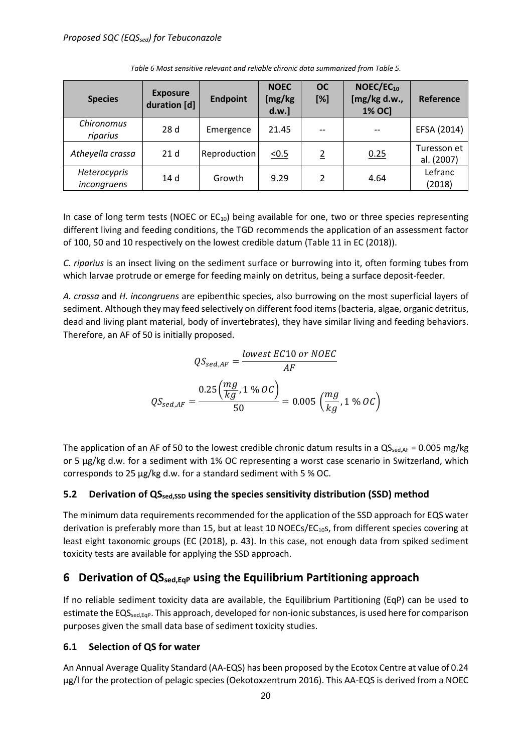Table 6 Most sensitive relevant and reliable chronic data summarized from Table 5.

| Species | Exposure duration [d] | Endpoint | NOEC [mg/kg d.w.] | OC [%] | $NOEC/EC_{10}$ [mg/kg d.w., 1% OC] | Reference |
|---|---|---|---|---|---|---|
| *Chironomus riparius* | 28 d | Emergence | 21.45 | -- | -- | EFSA (2014) |
| *Atheyella crassa* | 21 d | Reproduction | <0.5 | 2 | 0.25 | Turesson et al. (2007) |
| *Heterocypris incongruens* | 14 d | Growth | 9.29 | 2 | 4.64 | Lefranc (2018) |

In case of long term tests (NOEC or $EC_{10}$) being available for one, two or three species representing different living and feeding conditions, the TGD recommends the application of an assessment factor of 100, 50 and 10 respectively on the lowest credible datum (Table 11 in EC (2018)).

*C. riparius* is an insect living on the sediment surface or burrowing into it, often forming tubes from which larvae protrude or emerge for feeding mainly on detritus, being a surface deposit-feeder.

*A. crassa* and *H. incongruens* are epibenthic species, also burrowing on the most superficial layers of sediment. Although they may feed selectively on different food items (bacteria, algae, organic detritus, dead and living plant material, body of invertebrates), they have similar living and feeding behaviors. Therefore, an AF of 50 is initially proposed.

$$QS_{sed,AF} = \frac{lowest\ EC10\ or\ NOEC}{AF}$$

$$QS_{sed,AF} = \frac{0.25\left(\frac{mg}{kg}, 1\ \%\ OC\right)}{50} = 0.005\ \left(\frac{mg}{kg}, 1\ \%\ OC\right)$$

The application of an AF of 50 to the lowest credible chronic datum results in a $QS_{sed,AF}$ = 0.005 mg/kg or 5 µg/kg d.w. for a sediment with 1% OC representing a worst case scenario in Switzerland, which corresponds to 25 µg/kg d.w. for a standard sediment with 5 % OC.

### 5.2 Derivation of $QS_{sed,SSD}$ using the species sensitivity distribution (SSD) method

The minimum data requirements recommended for the application of the SSD approach for EQS water derivation is preferably more than 15, but at least 10 NOECs/$EC_{10}$s, from different species covering at least eight taxonomic groups (EC (2018), p. 43). In this case, not enough data from spiked sediment toxicity tests are available for applying the SSD approach.

## 6 Derivation of $QS_{sed,EqP}$ using the Equilibrium Partitioning approach

If no reliable sediment toxicity data are available, the Equilibrium Partitioning (EqP) can be used to estimate the $EQS_{sed,EqP}$. This approach, developed for non-ionic substances, is used here for comparison purposes given the small data base of sediment toxicity studies.

### 6.1 Selection of QS for water

An Annual Average Quality Standard (AA-EQS) has been proposed by the Ecotox Centre at value of 0.24 µg/l for the protection of pelagic species (Oekotoxzentrum 2016). This AA-EQS is derived from a NOEC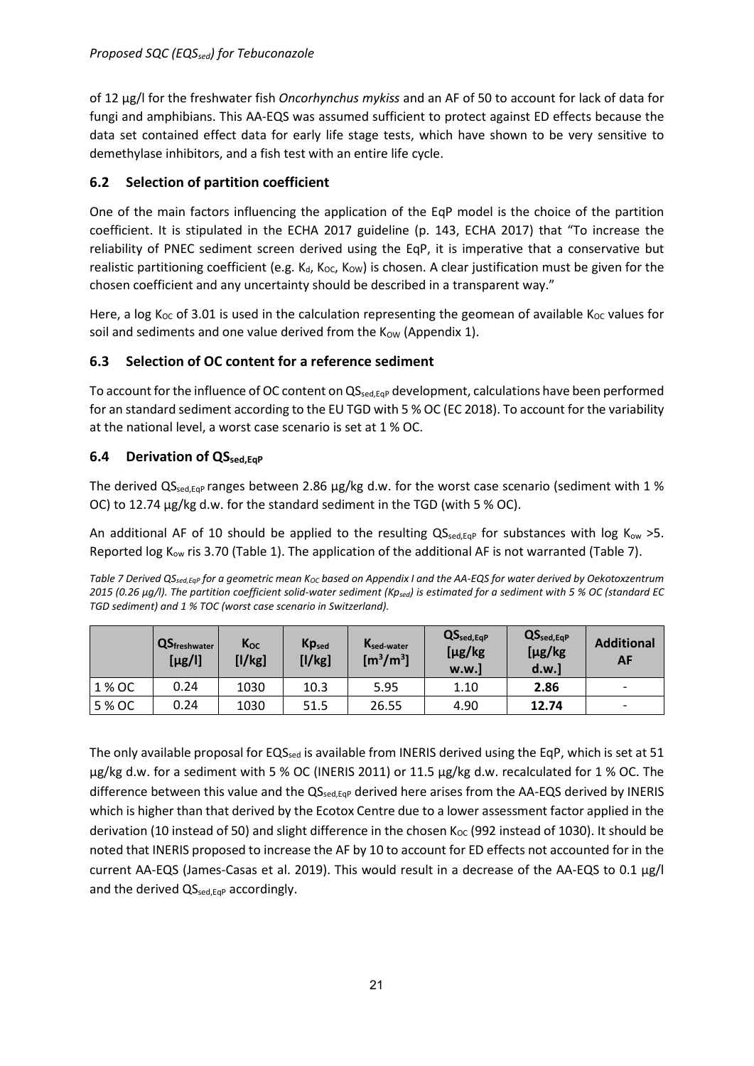of 12 µg/l for the freshwater fish *Oncorhynchus mykiss* and an AF of 50 to account for lack of data for fungi and amphibians. This AA-EQS was assumed sufficient to protect against ED effects because the data set contained effect data for early life stage tests, which have shown to be very sensitive to demethylase inhibitors, and a fish test with an entire life cycle.

## 6.2 Selection of partition coefficient

One of the main factors influencing the application of the EqP model is the choice of the partition coefficient. It is stipulated in the ECHA 2017 guideline (p. 143, ECHA 2017) that "To increase the reliability of PNEC sediment screen derived using the EqP, it is imperative that a conservative but realistic partitioning coefficient (e.g. $K_d$, $K_{OC}$, $K_{OW}$) is chosen. A clear justification must be given for the chosen coefficient and any uncertainty should be described in a transparent way."

Here, a log $K_{OC}$ of 3.01 is used in the calculation representing the geomean of available $K_{OC}$ values for soil and sediments and one value derived from the $K_{OW}$ (Appendix 1).

## 6.3 Selection of OC content for a reference sediment

To account for the influence of OC content on $QS_{sed,EqP}$ development, calculations have been performed for an standard sediment according to the EU TGD with 5 % OC (EC 2018). To account for the variability at the national level, a worst case scenario is set at 1 % OC.

## 6.4 Derivation of $QS_{sed,EqP}$

The derived $QS_{sed,EqP}$ ranges between 2.86 µg/kg d.w. for the worst case scenario (sediment with 1 % OC) to 12.74 µg/kg d.w. for the standard sediment in the TGD (with 5 % OC).

An additional AF of 10 should be applied to the resulting $QS_{sed,EqP}$ for substances with log $K_{ow}$ >5. Reported log $K_{ow}$ ris 3.70 (Table 1). The application of the additional AF is not warranted (Table 7).

*Table 7 Derived $QS_{sed,EqP}$ for a geometric mean $K_{OC}$ based on Appendix I and the AA-EQS for water derived by Oekotoxzentrum 2015 (0.26 µg/l). The partition coefficient solid-water sediment ($Kp_{sed}$) is estimated for a sediment with 5 % OC (standard EC TGD sediment) and 1 % TOC (worst case scenario in Switzerland).*

| | $QS_{freshwater}$ [µg/l] | $K_{OC}$ [l/kg] | $Kp_{sed}$ [l/kg] | $K_{sed\text{-}water}$ [$m^3/m^3$] | $QS_{sed,EqP}$ [µg/kg w.w.] | $QS_{sed,EqP}$ [µg/kg d.w.] | Additional AF |
|---|---|---|---|---|---|---|---|
| 1 % OC | 0.24 | 1030 | 10.3 | 5.95 | 1.10 | **2.86** | - |
| 5 % OC | 0.24 | 1030 | 51.5 | 26.55 | 4.90 | **12.74** | - |

The only available proposal for $EQS_{sed}$ is available from INERIS derived using the EqP, which is set at 51 µg/kg d.w. for a sediment with 5 % OC (INERIS 2011) or 11.5 µg/kg d.w. recalculated for 1 % OC. The difference between this value and the $QS_{sed,EqP}$ derived here arises from the AA-EQS derived by INERIS which is higher than that derived by the Ecotox Centre due to a lower assessment factor applied in the derivation (10 instead of 50) and slight difference in the chosen $K_{OC}$ (992 instead of 1030). It should be noted that INERIS proposed to increase the AF by 10 to account for ED effects not accounted for in the current AA-EQS (James-Casas et al. 2019). This would result in a decrease of the AA-EQS to 0.1 µg/l and the derived $QS_{sed,EqP}$ accordingly.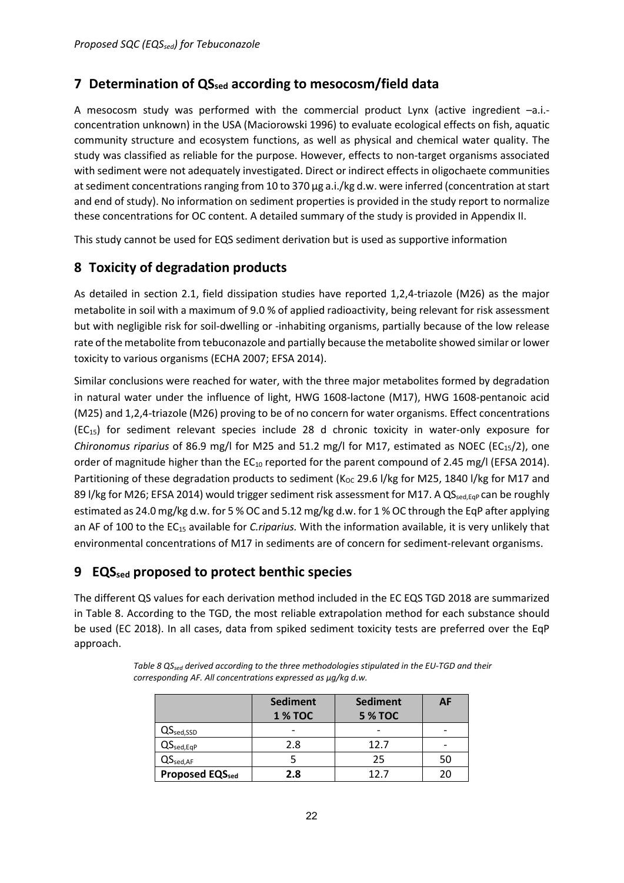## 7 Determination of $QS_{sed}$ according to mesocosm/field data

A mesocosm study was performed with the commercial product Lynx (active ingredient –a.i.- concentration unknown) in the USA (Maciorowski 1996) to evaluate ecological effects on fish, aquatic community structure and ecosystem functions, as well as physical and chemical water quality. The study was classified as reliable for the purpose. However, effects to non-target organisms associated with sediment were not adequately investigated. Direct or indirect effects in oligochaete communities at sediment concentrations ranging from 10 to 370 µg a.i./kg d.w. were inferred (concentration at start and end of study). No information on sediment properties is provided in the study report to normalize these concentrations for OC content. A detailed summary of the study is provided in Appendix II.

This study cannot be used for EQS sediment derivation but is used as supportive information

## 8 Toxicity of degradation products

As detailed in section 2.1, field dissipation studies have reported 1,2,4-triazole (M26) as the major metabolite in soil with a maximum of 9.0 % of applied radioactivity, being relevant for risk assessment but with negligible risk for soil-dwelling or -inhabiting organisms, partially because of the low release rate of the metabolite from tebuconazole and partially because the metabolite showed similar or lower toxicity to various organisms (ECHA 2007; EFSA 2014).

Similar conclusions were reached for water, with the three major metabolites formed by degradation in natural water under the influence of light, HWG 1608-lactone (M17), HWG 1608-pentanoic acid (M25) and 1,2,4-triazole (M26) proving to be of no concern for water organisms. Effect concentrations ($EC_{15}$) for sediment relevant species include 28 d chronic toxicity in water-only exposure for *Chironomus riparius* of 86.9 mg/l for M25 and 51.2 mg/l for M17, estimated as NOEC ($EC_{15}/2$), one order of magnitude higher than the $EC_{10}$ reported for the parent compound of 2.45 mg/l (EFSA 2014). Partitioning of these degradation products to sediment ($K_{OC}$ 29.6 l/kg for M25, 1840 l/kg for M17 and 89 l/kg for M26; EFSA 2014) would trigger sediment risk assessment for M17. A $QS_{sed,EqP}$ can be roughly estimated as 24.0 mg/kg d.w. for 5 % OC and 5.12 mg/kg d.w. for 1 % OC through the EqP after applying an AF of 100 to the $EC_{15}$ available for *C.riparius.* With the information available, it is very unlikely that environmental concentrations of M17 in sediments are of concern for sediment-relevant organisms.

## 9 $EQS_{sed}$ proposed to protect benthic species

The different QS values for each derivation method included in the EC EQS TGD 2018 are summarized in Table 8. According to the TGD, the most reliable extrapolation method for each substance should be used (EC 2018). In all cases, data from spiked sediment toxicity tests are preferred over the EqP approach.

*Table 8 $QS_{sed}$ derived according to the three methodologies stipulated in the EU-TGD and their corresponding AF. All concentrations expressed as µg/kg d.w.*

| | **Sediment 1 % TOC** | **Sediment 5 % TOC** | **AF** |
|---|---|---|---|
| $QS_{sed,SSD}$ | - | - | - |
| $QS_{sed,EqP}$ | 2.8 | 12.7 | - |
| $QS_{sed,AF}$ | 5 | 25 | 50 |
| **Proposed $EQS_{sed}$** | **2.8** | 12.7 | 20 |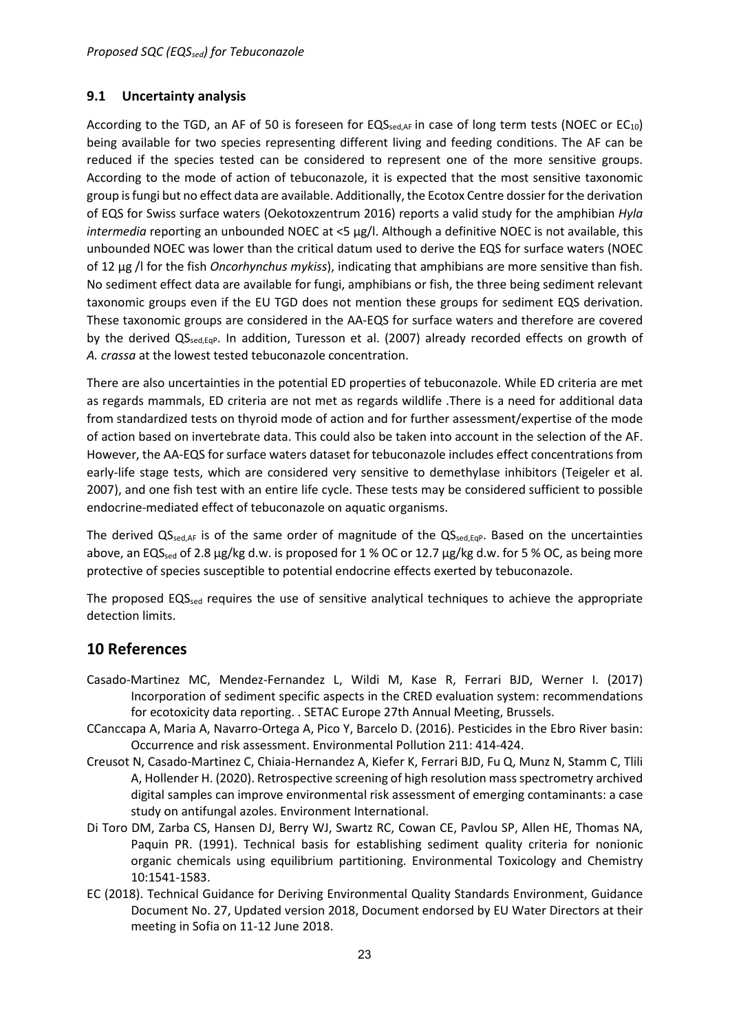## 9.1 Uncertainty analysis

According to the TGD, an AF of 50 is foreseen for $EQS_{sed,AF}$ in case of long term tests (NOEC or $EC_{10}$) being available for two species representing different living and feeding conditions. The AF can be reduced if the species tested can be considered to represent one of the more sensitive groups. According to the mode of action of tebuconazole, it is expected that the most sensitive taxonomic group is fungi but no effect data are available. Additionally, the Ecotox Centre dossier for the derivation of EQS for Swiss surface waters (Oekotoxzentrum 2016) reports a valid study for the amphibian *Hyla intermedia* reporting an unbounded NOEC at <5 µg/l. Although a definitive NOEC is not available, this unbounded NOEC was lower than the critical datum used to derive the EQS for surface waters (NOEC of 12 µg /l for the fish *Oncorhynchus mykiss*), indicating that amphibians are more sensitive than fish. No sediment effect data are available for fungi, amphibians or fish, the three being sediment relevant taxonomic groups even if the EU TGD does not mention these groups for sediment EQS derivation. These taxonomic groups are considered in the AA-EQS for surface waters and therefore are covered by the derived $QS_{sed,EqP}$. In addition, Turesson et al. (2007) already recorded effects on growth of *A. crassa* at the lowest tested tebuconazole concentration.

There are also uncertainties in the potential ED properties of tebuconazole. While ED criteria are met as regards mammals, ED criteria are not met as regards wildlife .There is a need for additional data from standardized tests on thyroid mode of action and for further assessment/expertise of the mode of action based on invertebrate data. This could also be taken into account in the selection of the AF. However, the AA-EQS for surface waters dataset for tebuconazole includes effect concentrations from early-life stage tests, which are considered very sensitive to demethylase inhibitors (Teigeler et al. 2007), and one fish test with an entire life cycle. These tests may be considered sufficient to possible endocrine-mediated effect of tebuconazole on aquatic organisms.

The derived $QS_{sed,AF}$ is of the same order of magnitude of the $QS_{sed,EqP}$. Based on the uncertainties above, an $EQS_{sed}$ of 2.8 µg/kg d.w. is proposed for 1 % OC or 12.7 µg/kg d.w. for 5 % OC, as being more protective of species susceptible to potential endocrine effects exerted by tebuconazole.

The proposed $EQS_{sed}$ requires the use of sensitive analytical techniques to achieve the appropriate detection limits.

# 10 References

Casado-Martinez MC, Mendez-Fernandez L, Wildi M, Kase R, Ferrari BJD, Werner I. (2017) Incorporation of sediment specific aspects in the CRED evaluation system: recommendations for ecotoxicity data reporting. . SETAC Europe 27th Annual Meeting, Brussels.

CCanccapa A, Maria A, Navarro-Ortega A, Pico Y, Barcelo D. (2016). Pesticides in the Ebro River basin: Occurrence and risk assessment. Environmental Pollution 211: 414-424.

Creusot N, Casado-Martinez C, Chiaia-Hernandez A, Kiefer K, Ferrari BJD, Fu Q, Munz N, Stamm C, Tlili A, Hollender H. (2020). Retrospective screening of high resolution mass spectrometry archived digital samples can improve environmental risk assessment of emerging contaminants: a case study on antifungal azoles. Environment International.

Di Toro DM, Zarba CS, Hansen DJ, Berry WJ, Swartz RC, Cowan CE, Pavlou SP, Allen HE, Thomas NA, Paquin PR. (1991). Technical basis for establishing sediment quality criteria for nonionic organic chemicals using equilibrium partitioning. Environmental Toxicology and Chemistry 10:1541-1583.

EC (2018). Technical Guidance for Deriving Environmental Quality Standards Environment, Guidance Document No. 27, Updated version 2018, Document endorsed by EU Water Directors at their meeting in Sofia on 11-12 June 2018.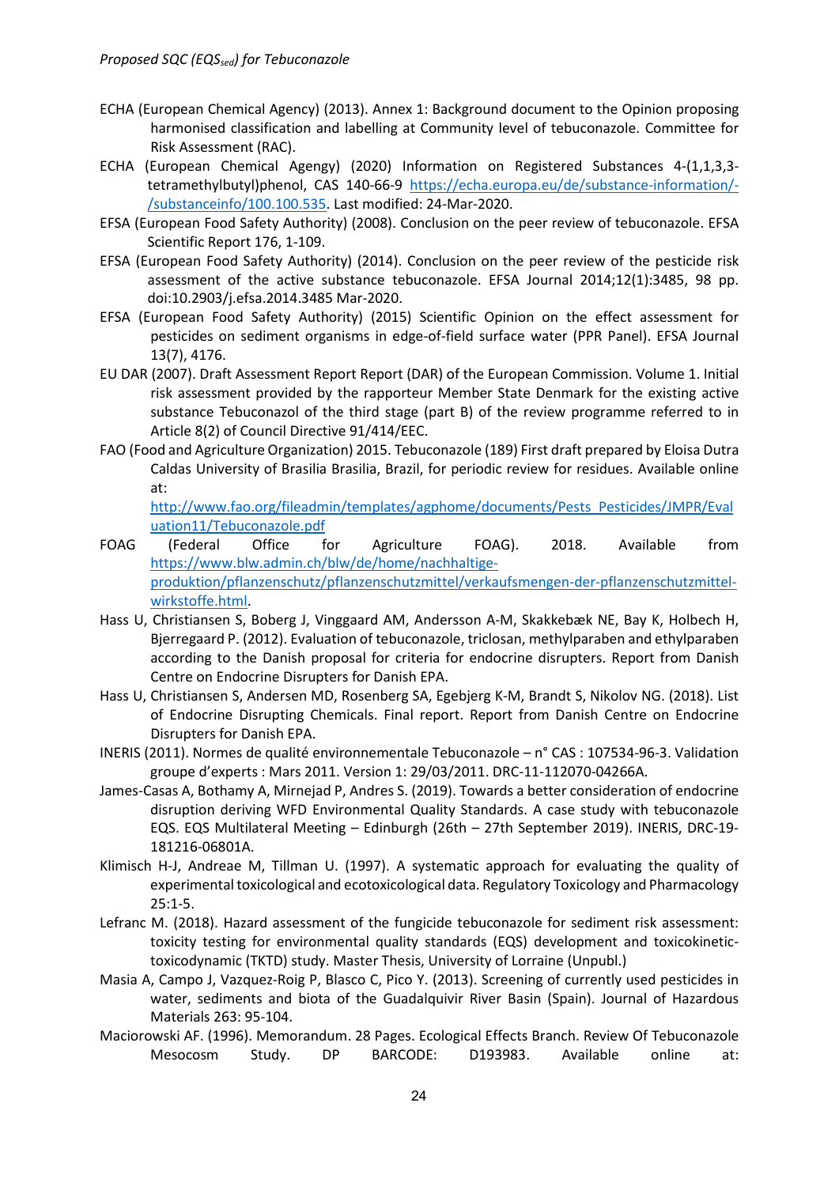ECHA (European Chemical Agency) (2013). Annex 1: Background document to the Opinion proposing harmonised classification and labelling at Community level of tebuconazole. Committee for Risk Assessment (RAC).

ECHA (European Chemical Agengy) (2020) Information on Registered Substances 4-(1,1,3,3-tetramethylbutyl)phenol, CAS 140-66-9 https://echa.europa.eu/de/substance-information/-/substanceinfo/100.100.535. Last modified: 24-Mar-2020.

EFSA (European Food Safety Authority) (2008). Conclusion on the peer review of tebuconazole. EFSA Scientific Report 176, 1-109.

EFSA (European Food Safety Authority) (2014). Conclusion on the peer review of the pesticide risk assessment of the active substance tebuconazole. EFSA Journal 2014;12(1):3485, 98 pp. doi:10.2903/j.efsa.2014.3485 Mar-2020.

EFSA (European Food Safety Authority) (2015) Scientific Opinion on the effect assessment for pesticides on sediment organisms in edge-of-field surface water (PPR Panel). EFSA Journal 13(7), 4176.

EU DAR (2007). Draft Assessment Report Report (DAR) of the European Commission. Volume 1. Initial risk assessment provided by the rapporteur Member State Denmark for the existing active substance Tebuconazol of the third stage (part B) of the review programme referred to in Article 8(2) of Council Directive 91/414/EEC.

FAO (Food and Agriculture Organization) 2015. Tebuconazole (189) First draft prepared by Eloisa Dutra Caldas University of Brasilia Brasilia, Brazil, for periodic review for residues. Available online at: http://www.fao.org/fileadmin/templates/agphome/documents/Pests_Pesticides/JMPR/Evaluation11/Tebuconazole.pdf

FOAG (Federal Office for Agriculture FOAG). 2018. Available from https://www.blw.admin.ch/blw/de/home/nachhaltige-produktion/pflanzenschutz/pflanzenschutzmittel/verkaufsmengen-der-pflanzenschutzmittel-wirkstoffe.html.

Hass U, Christiansen S, Boberg J, Vinggaard AM, Andersson A-M, Skakkebæk NE, Bay K, Holbech H, Bjerregaard P. (2012). Evaluation of tebuconazole, triclosan, methylparaben and ethylparaben according to the Danish proposal for criteria for endocrine disrupters. Report from Danish Centre on Endocrine Disrupters for Danish EPA.

Hass U, Christiansen S, Andersen MD, Rosenberg SA, Egebjerg K-M, Brandt S, Nikolov NG. (2018). List of Endocrine Disrupting Chemicals. Final report. Report from Danish Centre on Endocrine Disrupters for Danish EPA.

INERIS (2011). Normes de qualité environnementale Tebuconazole – n° CAS : 107534-96-3. Validation groupe d'experts : Mars 2011. Version 1: 29/03/2011. DRC-11-112070-04266A.

James-Casas A, Bothamy A, Mirnejad P, Andres S. (2019). Towards a better consideration of endocrine disruption deriving WFD Environmental Quality Standards. A case study with tebuconazole EQS. EQS Multilateral Meeting – Edinburgh (26th – 27th September 2019). INERIS, DRC-19-181216-06801A.

Klimisch H-J, Andreae M, Tillman U. (1997). A systematic approach for evaluating the quality of experimental toxicological and ecotoxicological data. Regulatory Toxicology and Pharmacology 25:1-5.

Lefranc M. (2018). Hazard assessment of the fungicide tebuconazole for sediment risk assessment: toxicity testing for environmental quality standards (EQS) development and toxicokinetic-toxicodynamic (TKTD) study. Master Thesis, University of Lorraine (Unpubl.)

Masia A, Campo J, Vazquez-Roig P, Blasco C, Pico Y. (2013). Screening of currently used pesticides in water, sediments and biota of the Guadalquivir River Basin (Spain). Journal of Hazardous Materials 263: 95-104.

Maciorowski AF. (1996). Memorandum. 28 Pages. Ecological Effects Branch. Review Of Tebuconazole Mesocosm Study. DP BARCODE: D193983. Available online at: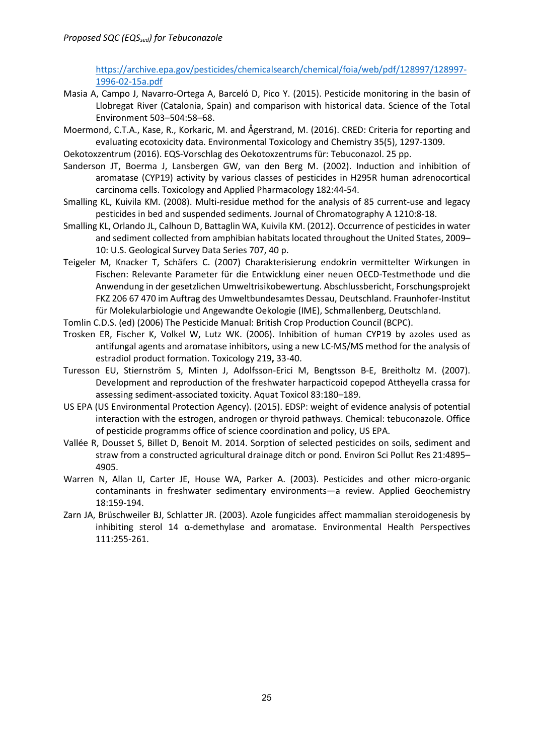https://archive.epa.gov/pesticides/chemicalsearch/chemical/foia/web/pdf/128997/128997-1996-02-15a.pdf

Masia A, Campo J, Navarro-Ortega A, Barceló D, Pico Y. (2015). Pesticide monitoring in the basin of Llobregat River (Catalonia, Spain) and comparison with historical data. Science of the Total Environment 503–504:58–68.

Moermond, C.T.A., Kase, R., Korkaric, M. and Ågerstrand, M. (2016). CRED: Criteria for reporting and evaluating ecotoxicity data. Environmental Toxicology and Chemistry 35(5), 1297-1309.

Oekotoxzentrum (2016). EQS-Vorschlag des Oekotoxzentrums für: Tebuconazol. 25 pp.

Sanderson JT, Boerma J, Lansbergen GW, van den Berg M. (2002). Induction and inhibition of aromatase (CYP19) activity by various classes of pesticides in H295R human adrenocortical carcinoma cells. Toxicology and Applied Pharmacology 182:44-54.

Smalling KL, Kuivila KM. (2008). Multi-residue method for the analysis of 85 current-use and legacy pesticides in bed and suspended sediments. Journal of Chromatography A 1210:8-18.

Smalling KL, Orlando JL, Calhoun D, Battaglin WA, Kuivila KM. (2012). Occurrence of pesticides in water and sediment collected from amphibian habitats located throughout the United States, 2009–10: U.S. Geological Survey Data Series 707, 40 p.

Teigeler M, Knacker T, Schäfers C. (2007) Charakterisierung endokrin vermittelter Wirkungen in Fischen: Relevante Parameter für die Entwicklung einer neuen OECD-Testmethode und die Anwendung in der gesetzlichen Umweltrisikobewertung. Abschlussbericht, Forschungsprojekt FKZ 206 67 470 im Auftrag des Umweltbundesamtes Dessau, Deutschland. Fraunhofer-Institut für Molekularbiologie und Angewandte Oekologie (IME), Schmallenberg, Deutschland.

Tomlin C.D.S. (ed) (2006) The Pesticide Manual: British Crop Production Council (BCPC).

Trosken ER, Fischer K, Volkel W, Lutz WK. (2006). Inhibition of human CYP19 by azoles used as antifungal agents and aromatase inhibitors, using a new LC-MS/MS method for the analysis of estradiol product formation. Toxicology 219**,** 33-40.

Turesson EU, Stiernström S, Minten J, Adolfsson-Erici M, Bengtsson B-E, Breitholtz M. (2007). Development and reproduction of the freshwater harpacticoid copepod Attheyella crassa for assessing sediment-associated toxicity. Aquat Toxicol 83:180–189.

US EPA (US Environmental Protection Agency). (2015). EDSP: weight of evidence analysis of potential interaction with the estrogen, androgen or thyroid pathways. Chemical: tebuconazole. Office of pesticide programms office of science coordination and policy, US EPA.

Vallée R, Dousset S, Billet D, Benoit M. 2014. Sorption of selected pesticides on soils, sediment and straw from a constructed agricultural drainage ditch or pond. Environ Sci Pollut Res 21:4895–4905.

Warren N, Allan IJ, Carter JE, House WA, Parker A. (2003). Pesticides and other micro-organic contaminants in freshwater sedimentary environments—a review. Applied Geochemistry 18:159-194.

Zarn JA, Brüschweiler BJ, Schlatter JR. (2003). Azole fungicides affect mammalian steroidogenesis by inhibiting sterol 14 α-demethylase and aromatase. Environmental Health Perspectives 111:255-261.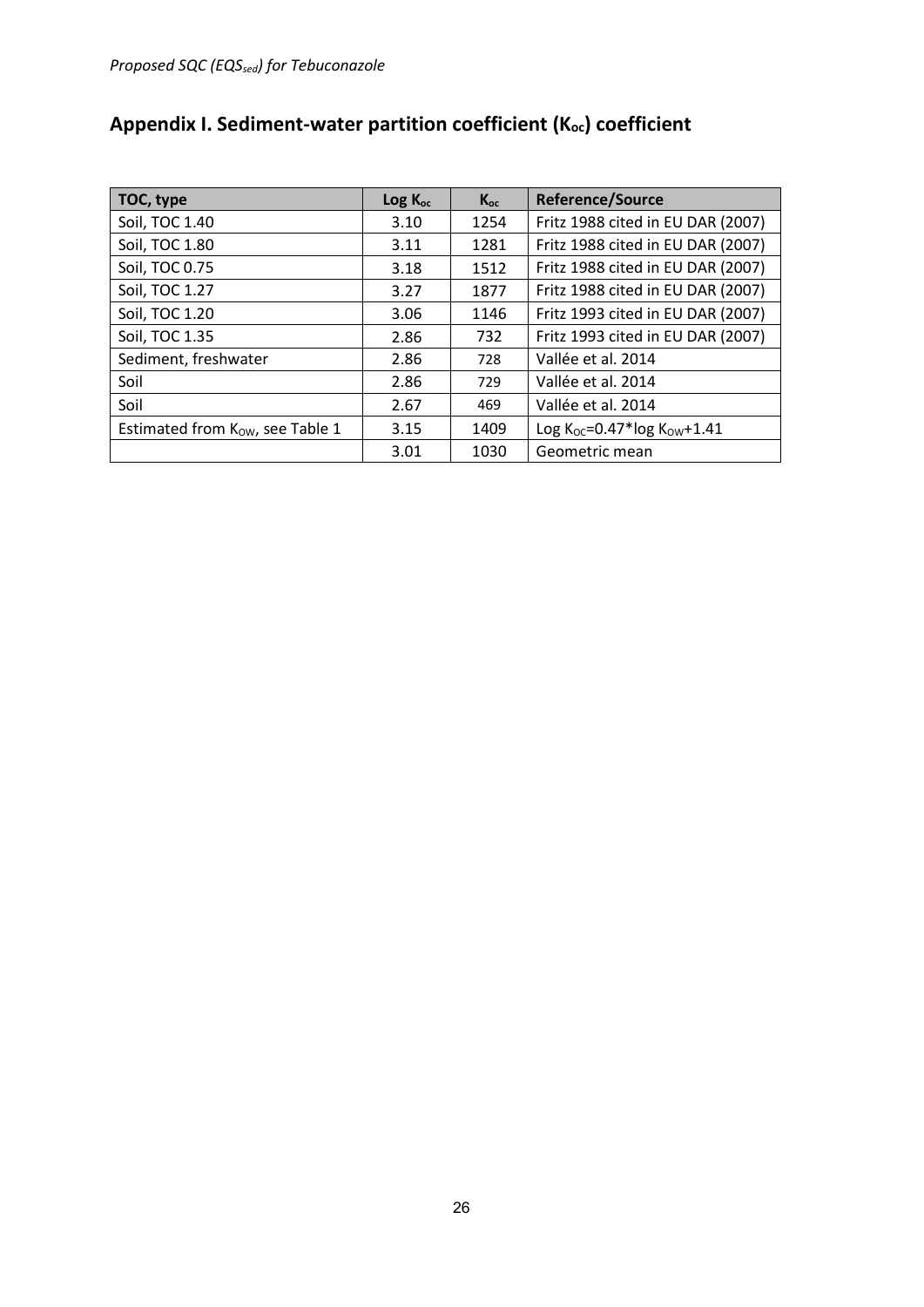## Appendix I. Sediment-water partition coefficient ($K_{oc}$) coefficient

| TOC, type | Log $K_{oc}$ | $K_{oc}$ | Reference/Source |
|---|---|---|---|
| Soil, TOC 1.40 | 3.10 | 1254 | Fritz 1988 cited in EU DAR (2007) |
| Soil, TOC 1.80 | 3.11 | 1281 | Fritz 1988 cited in EU DAR (2007) |
| Soil, TOC 0.75 | 3.18 | 1512 | Fritz 1988 cited in EU DAR (2007) |
| Soil, TOC 1.27 | 3.27 | 1877 | Fritz 1988 cited in EU DAR (2007) |
| Soil, TOC 1.20 | 3.06 | 1146 | Fritz 1993 cited in EU DAR (2007) |
| Soil, TOC 1.35 | 2.86 | 732 | Fritz 1993 cited in EU DAR (2007) |
| Sediment, freshwater | 2.86 | 728 | Vallée et al. 2014 |
| Soil | 2.86 | 729 | Vallée et al. 2014 |
| Soil | 2.67 | 469 | Vallée et al. 2014 |
| Estimated from $K_{OW}$, see Table 1 | 3.15 | 1409 | Log $K_{OC}$=0.47*log $K_{OW}$+1.41 |
| | 3.01 | 1030 | Geometric mean |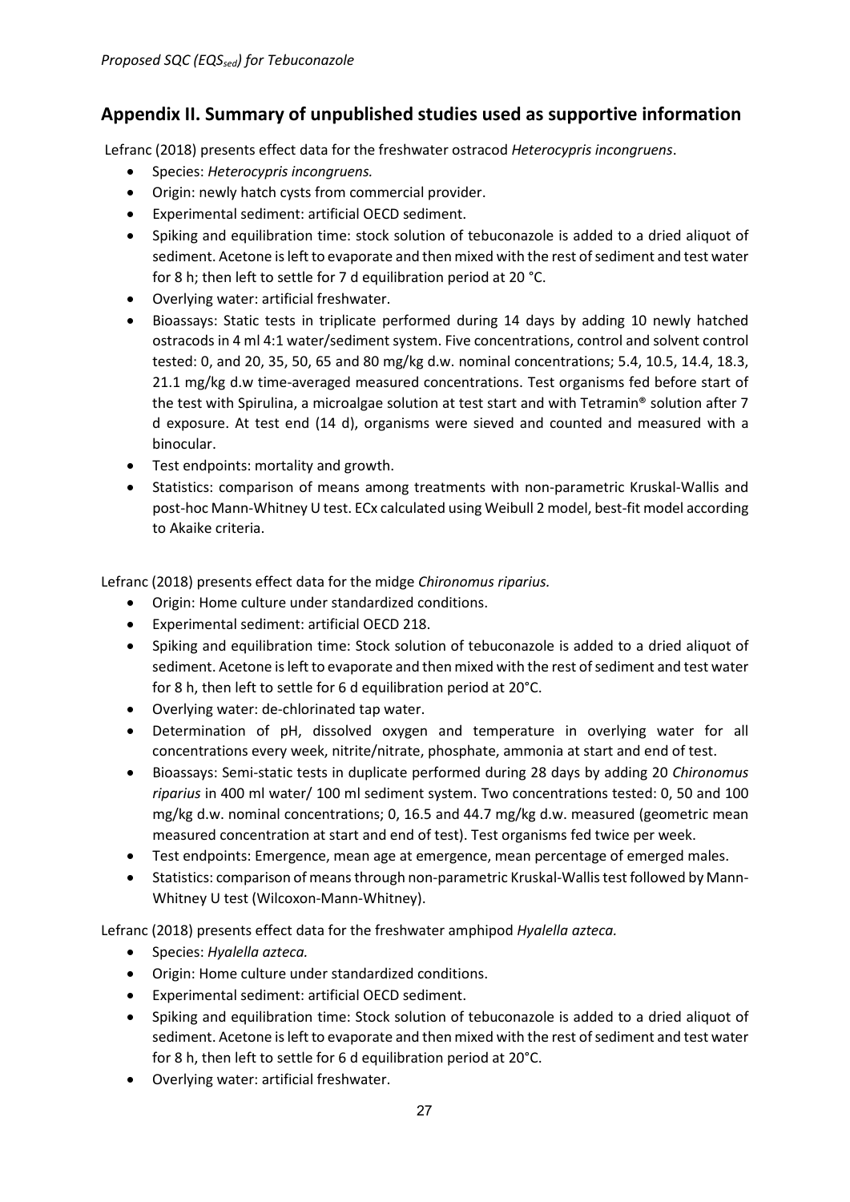## Appendix II. Summary of unpublished studies used as supportive information

Lefranc (2018) presents effect data for the freshwater ostracod *Heterocypris incongruens*.

- Species: *Heterocypris incongruens.*
- Origin: newly hatch cysts from commercial provider.
- Experimental sediment: artificial OECD sediment.
- Spiking and equilibration time: stock solution of tebuconazole is added to a dried aliquot of sediment. Acetone is left to evaporate and then mixed with the rest of sediment and test water for 8 h; then left to settle for 7 d equilibration period at 20 °C.
- Overlying water: artificial freshwater.
- Bioassays: Static tests in triplicate performed during 14 days by adding 10 newly hatched ostracods in 4 ml 4:1 water/sediment system. Five concentrations, control and solvent control tested: 0, and 20, 35, 50, 65 and 80 mg/kg d.w. nominal concentrations; 5.4, 10.5, 14.4, 18.3, 21.1 mg/kg d.w time-averaged measured concentrations. Test organisms fed before start of the test with Spirulina, a microalgae solution at test start and with Tetramin® solution after 7 d exposure. At test end (14 d), organisms were sieved and counted and measured with a binocular.
- Test endpoints: mortality and growth.
- Statistics: comparison of means among treatments with non-parametric Kruskal-Wallis and post-hoc Mann-Whitney U test. ECx calculated using Weibull 2 model, best-fit model according to Akaike criteria.

Lefranc (2018) presents effect data for the midge *Chironomus riparius.*

- Origin: Home culture under standardized conditions.
- Experimental sediment: artificial OECD 218.
- Spiking and equilibration time: Stock solution of tebuconazole is added to a dried aliquot of sediment. Acetone is left to evaporate and then mixed with the rest of sediment and test water for 8 h, then left to settle for 6 d equilibration period at 20°C.
- Overlying water: de-chlorinated tap water.
- Determination of pH, dissolved oxygen and temperature in overlying water for all concentrations every week, nitrite/nitrate, phosphate, ammonia at start and end of test.
- Bioassays: Semi-static tests in duplicate performed during 28 days by adding 20 *Chironomus riparius* in 400 ml water/ 100 ml sediment system. Two concentrations tested: 0, 50 and 100 mg/kg d.w. nominal concentrations; 0, 16.5 and 44.7 mg/kg d.w. measured (geometric mean measured concentration at start and end of test). Test organisms fed twice per week.
- Test endpoints: Emergence, mean age at emergence, mean percentage of emerged males.
- Statistics: comparison of means through non-parametric Kruskal-Wallis test followed by Mann-Whitney U test (Wilcoxon-Mann-Whitney).

Lefranc (2018) presents effect data for the freshwater amphipod *Hyalella azteca.*

- Species: *Hyalella azteca.*
- Origin: Home culture under standardized conditions.
- Experimental sediment: artificial OECD sediment.
- Spiking and equilibration time: Stock solution of tebuconazole is added to a dried aliquot of sediment. Acetone is left to evaporate and then mixed with the rest of sediment and test water for 8 h, then left to settle for 6 d equilibration period at 20°C.
- Overlying water: artificial freshwater.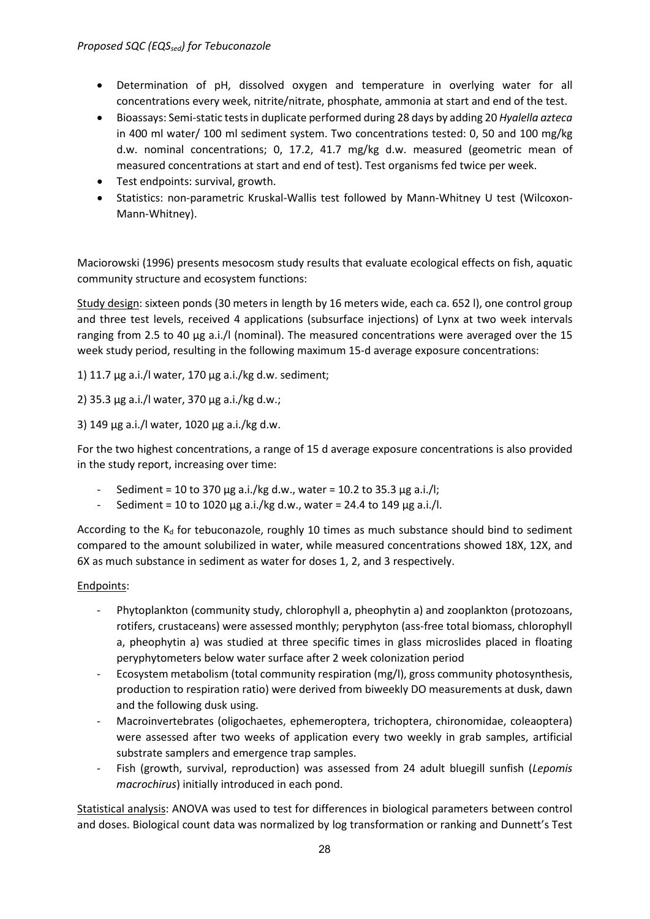- Determination of pH, dissolved oxygen and temperature in overlying water for all concentrations every week, nitrite/nitrate, phosphate, ammonia at start and end of the test.
- Bioassays: Semi-static tests in duplicate performed during 28 days by adding 20 *Hyalella azteca* in 400 ml water/ 100 ml sediment system. Two concentrations tested: 0, 50 and 100 mg/kg d.w. nominal concentrations; 0, 17.2, 41.7 mg/kg d.w. measured (geometric mean of measured concentrations at start and end of test). Test organisms fed twice per week.
- Test endpoints: survival, growth.
- Statistics: non-parametric Kruskal-Wallis test followed by Mann-Whitney U test (Wilcoxon-Mann-Whitney).

Maciorowski (1996) presents mesocosm study results that evaluate ecological effects on fish, aquatic community structure and ecosystem functions:

Study design: sixteen ponds (30 meters in length by 16 meters wide, each ca. 652 l), one control group and three test levels, received 4 applications (subsurface injections) of Lynx at two week intervals ranging from 2.5 to 40 µg a.i./l (nominal). The measured concentrations were averaged over the 15 week study period, resulting in the following maximum 15-d average exposure concentrations:

1) 11.7 µg a.i./l water, 170 µg a.i./kg d.w. sediment;

2) 35.3 µg a.i./l water, 370 µg a.i./kg d.w.;

3) 149 µg a.i./l water, 1020 µg a.i./kg d.w.

For the two highest concentrations, a range of 15 d average exposure concentrations is also provided in the study report, increasing over time:

- Sediment = 10 to 370 µg a.i./kg d.w., water = 10.2 to 35.3 µg a.i./l;
- Sediment = 10 to 1020 µg a.i./kg d.w., water = 24.4 to 149 µg a.i./l.

According to the $K_d$ for tebuconazole, roughly 10 times as much substance should bind to sediment compared to the amount solubilized in water, while measured concentrations showed 18X, 12X, and 6X as much substance in sediment as water for doses 1, 2, and 3 respectively.

Endpoints:

- Phytoplankton (community study, chlorophyll a, pheophytin a) and zooplankton (protozoans, rotifers, crustaceans) were assessed monthly; peryphyton (ass-free total biomass, chlorophyll a, pheophytin a) was studied at three specific times in glass microslides placed in floating peryphytometers below water surface after 2 week colonization period
- Ecosystem metabolism (total community respiration (mg/l), gross community photosynthesis, production to respiration ratio) were derived from biweekly DO measurements at dusk, dawn and the following dusk using.
- Macroinvertebrates (oligochaetes, ephemeroptera, trichoptera, chironomidae, coleaoptera) were assessed after two weeks of application every two weekly in grab samples, artificial substrate samplers and emergence trap samples.
- Fish (growth, survival, reproduction) was assessed from 24 adult bluegill sunfish (*Lepomis macrochirus*) initially introduced in each pond.

Statistical analysis: ANOVA was used to test for differences in biological parameters between control and doses. Biological count data was normalized by log transformation or ranking and Dunnett's Test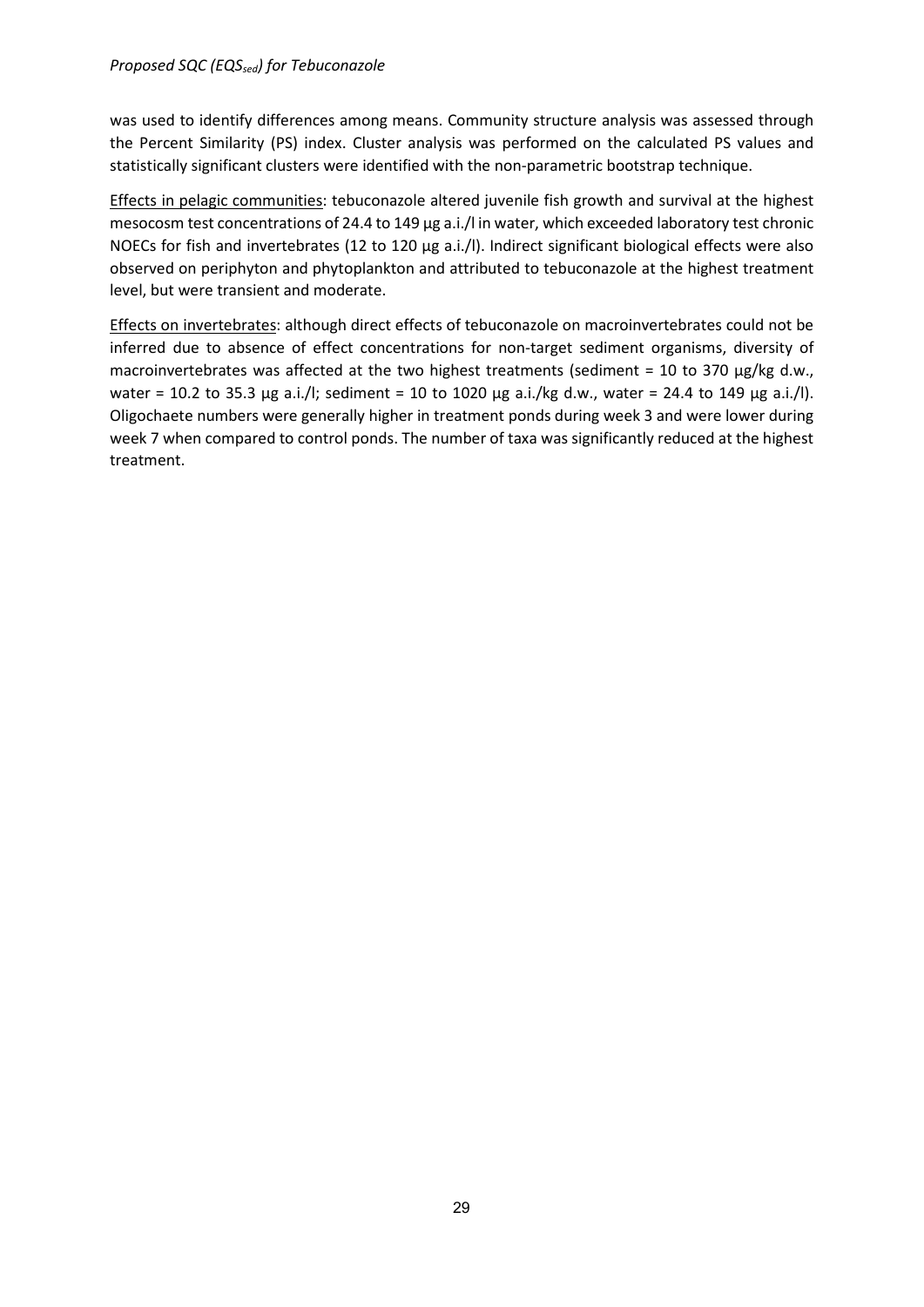was used to identify differences among means. Community structure analysis was assessed through the Percent Similarity (PS) index. Cluster analysis was performed on the calculated PS values and statistically significant clusters were identified with the non-parametric bootstrap technique.

Effects in pelagic communities: tebuconazole altered juvenile fish growth and survival at the highest mesocosm test concentrations of 24.4 to 149 µg a.i./l in water, which exceeded laboratory test chronic NOECs for fish and invertebrates (12 to 120 µg a.i./l). Indirect significant biological effects were also observed on periphyton and phytoplankton and attributed to tebuconazole at the highest treatment level, but were transient and moderate.

Effects on invertebrates: although direct effects of tebuconazole on macroinvertebrates could not be inferred due to absence of effect concentrations for non-target sediment organisms, diversity of macroinvertebrates was affected at the two highest treatments (sediment = 10 to 370 µg/kg d.w., water = 10.2 to 35.3 µg a.i./l; sediment = 10 to 1020 µg a.i./kg d.w., water = 24.4 to 149 µg a.i./l). Oligochaete numbers were generally higher in treatment ponds during week 3 and were lower during week 7 when compared to control ponds. The number of taxa was significantly reduced at the highest treatment.